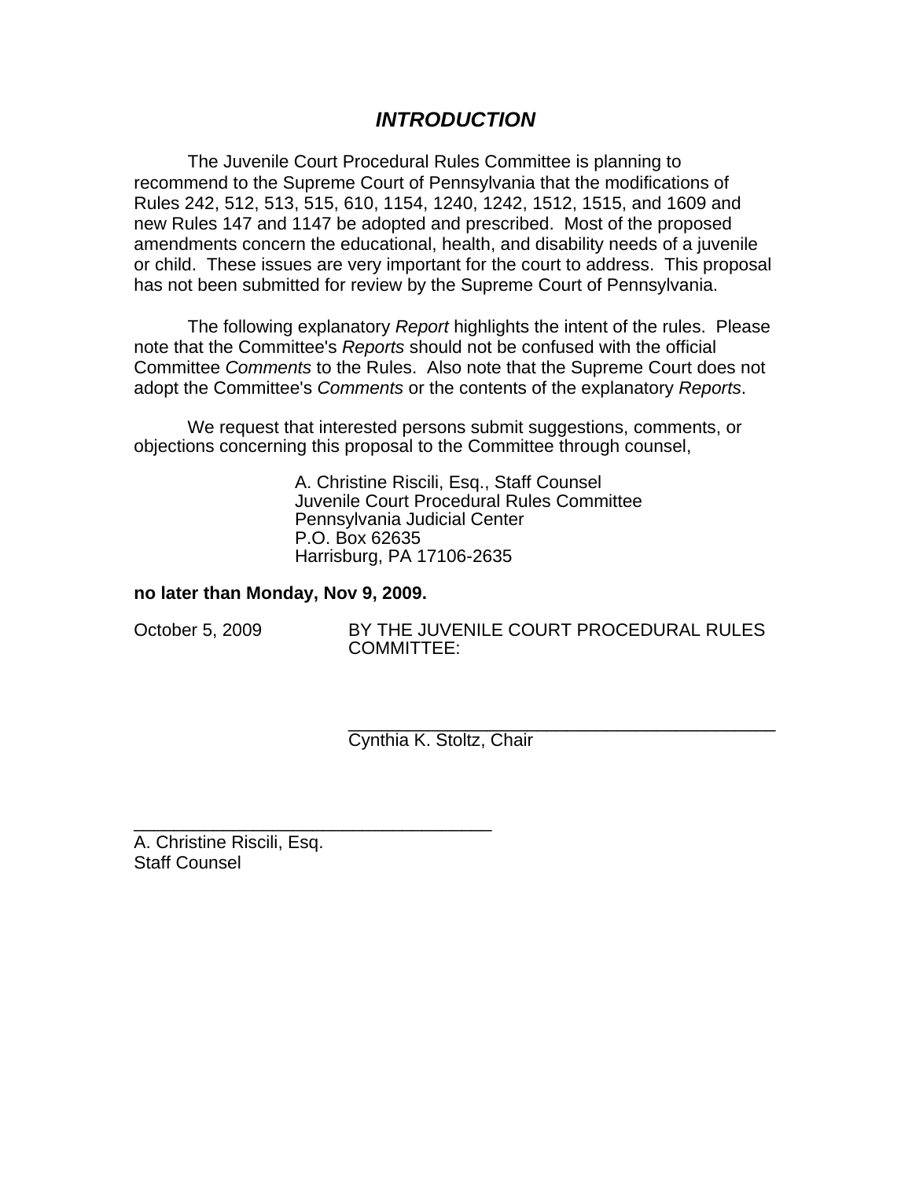# *INTRODUCTION*

The Juvenile Court Procedural Rules Committee is planning to recommend to the Supreme Court of Pennsylvania that the modifications of Rules 242, 512, 513, 515, 610, 1154, 1240, 1242, 1512, 1515, and 1609 and new Rules 147 and 1147 be adopted and prescribed. Most of the proposed amendments concern the educational, health, and disability needs of a juvenile or child. These issues are very important for the court to address. This proposal has not been submitted for review by the Supreme Court of Pennsylvania.

The following explanatory *Report* highlights the intent of the rules. Please note that the Committee's *Reports* should not be confused with the official Committee *Comments* to the Rules. Also note that the Supreme Court does not adopt the Committee's *Comments* or the contents of the explanatory *Reports*.

We request that interested persons submit suggestions, comments, or objections concerning this proposal to the Committee through counsel,

A. Christine Riscili, Esq., Staff Counsel
Juvenile Court Procedural Rules Committee
Pennsylvania Judicial Center
P.O. Box 62635
Harrisburg, PA 17106-2635

**no later than Monday, Nov 9, 2009.**

October 5, 2009 BY THE JUVENILE COURT PROCEDURAL RULES COMMITTEE:

_____________________________________________
Cynthia K. Stoltz, Chair

_____________________________________
A. Christine Riscili, Esq.
Staff Counsel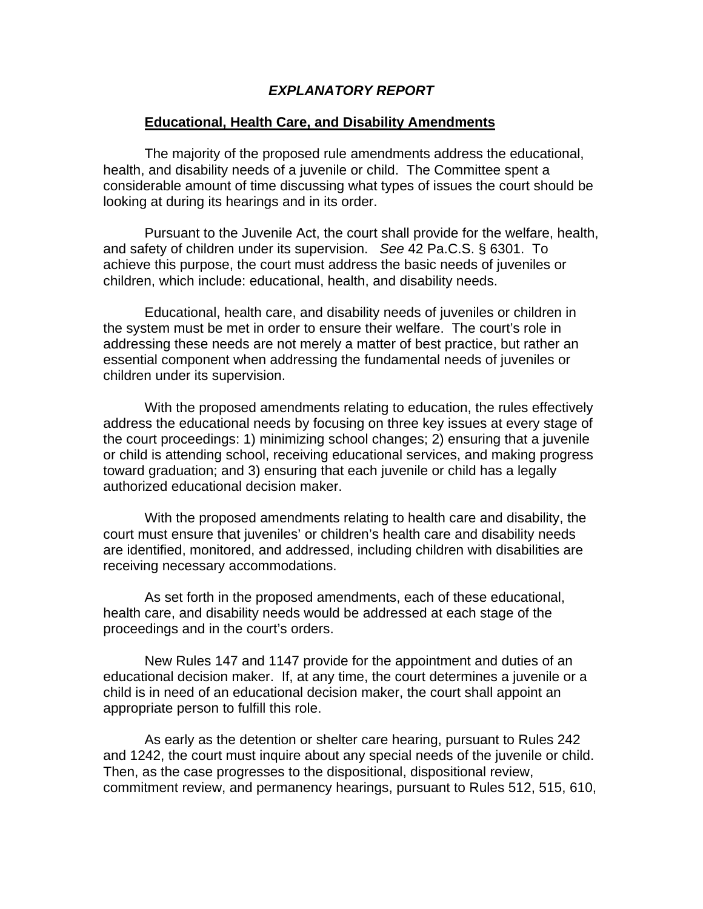## *EXPLANATORY REPORT*

**Educational, Health Care, and Disability Amendments**

The majority of the proposed rule amendments address the educational, health, and disability needs of a juvenile or child. The Committee spent a considerable amount of time discussing what types of issues the court should be looking at during its hearings and in its order.

Pursuant to the Juvenile Act, the court shall provide for the welfare, health, and safety of children under its supervision. *See* 42 Pa.C.S. § 6301. To achieve this purpose, the court must address the basic needs of juveniles or children, which include: educational, health, and disability needs.

Educational, health care, and disability needs of juveniles or children in the system must be met in order to ensure their welfare. The court's role in addressing these needs are not merely a matter of best practice, but rather an essential component when addressing the fundamental needs of juveniles or children under its supervision.

With the proposed amendments relating to education, the rules effectively address the educational needs by focusing on three key issues at every stage of the court proceedings: 1) minimizing school changes; 2) ensuring that a juvenile or child is attending school, receiving educational services, and making progress toward graduation; and 3) ensuring that each juvenile or child has a legally authorized educational decision maker.

With the proposed amendments relating to health care and disability, the court must ensure that juveniles' or children's health care and disability needs are identified, monitored, and addressed, including children with disabilities are receiving necessary accommodations.

As set forth in the proposed amendments, each of these educational, health care, and disability needs would be addressed at each stage of the proceedings and in the court's orders.

New Rules 147 and 1147 provide for the appointment and duties of an educational decision maker. If, at any time, the court determines a juvenile or a child is in need of an educational decision maker, the court shall appoint an appropriate person to fulfill this role.

As early as the detention or shelter care hearing, pursuant to Rules 242 and 1242, the court must inquire about any special needs of the juvenile or child. Then, as the case progresses to the dispositional, dispositional review, commitment review, and permanency hearings, pursuant to Rules 512, 515, 610,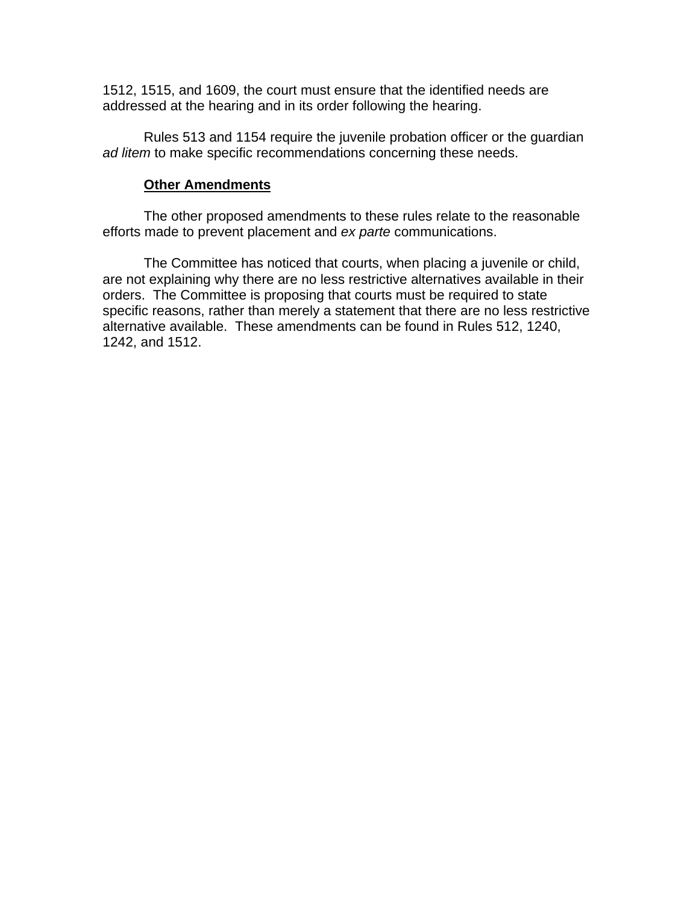1512, 1515, and 1609, the court must ensure that the identified needs are addressed at the hearing and in its order following the hearing.

Rules 513 and 1154 require the juvenile probation officer or the guardian *ad litem* to make specific recommendations concerning these needs.

**Other Amendments**

The other proposed amendments to these rules relate to the reasonable efforts made to prevent placement and *ex parte* communications.

The Committee has noticed that courts, when placing a juvenile or child, are not explaining why there are no less restrictive alternatives available in their orders. The Committee is proposing that courts must be required to state specific reasons, rather than merely a statement that there are no less restrictive alternative available. These amendments can be found in Rules 512, 1240, 1242, and 1512.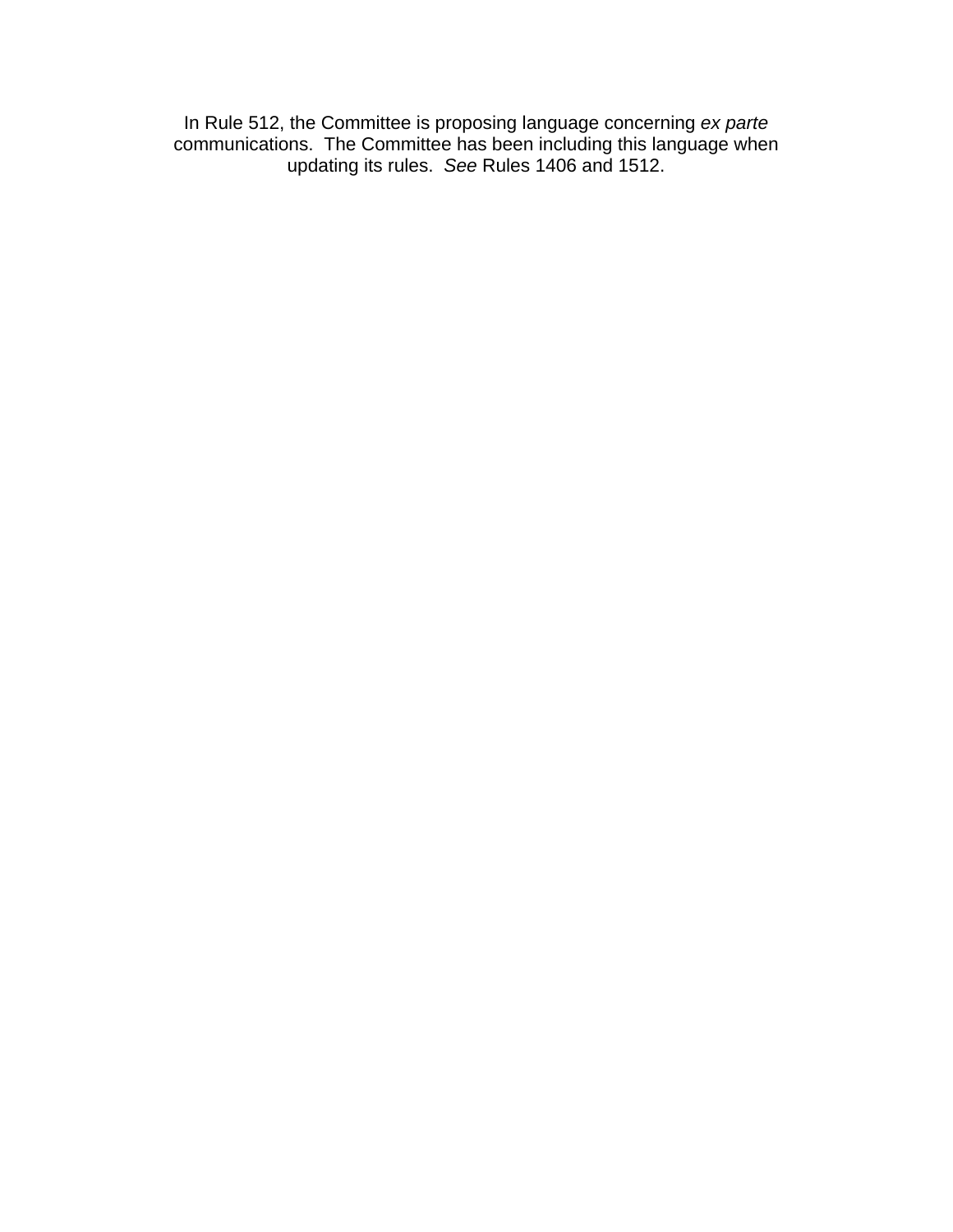In Rule 512, the Committee is proposing language concerning *ex parte* communications. The Committee has been including this language when updating its rules. *See* Rules 1406 and 1512.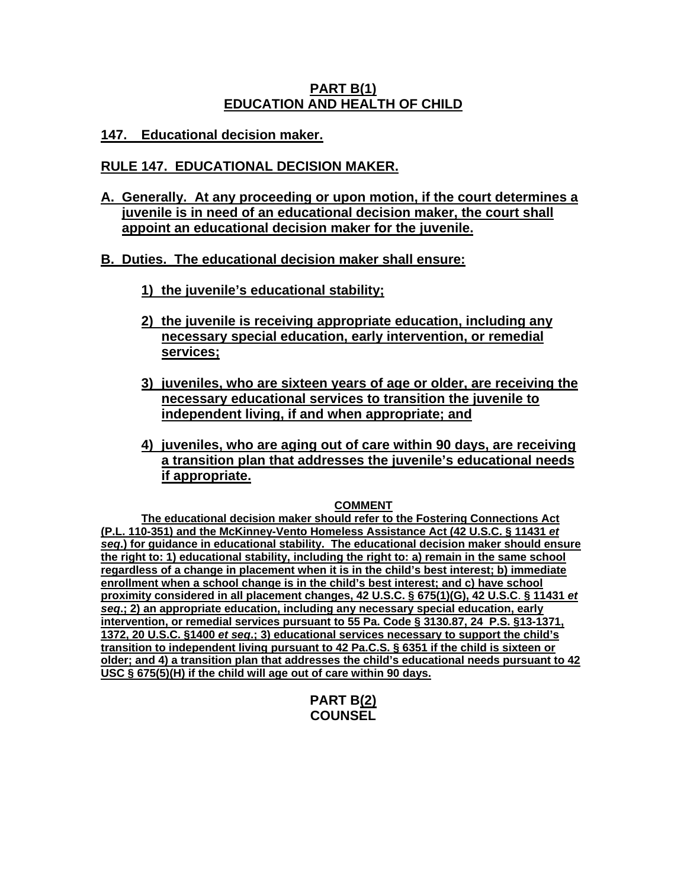## PART B(1)
## EDUCATION AND HEALTH OF CHILD

**147. Educational decision maker.**

**RULE 147. EDUCATIONAL DECISION MAKER.**

**A. Generally. At any proceeding or upon motion, if the court determines a juvenile is in need of an educational decision maker, the court shall appoint an educational decision maker for the juvenile.**

**B. Duties. The educational decision maker shall ensure:**

> **1) the juvenile's educational stability;**
>
> **2) the juvenile is receiving appropriate education, including any necessary special education, early intervention, or remedial services;**
>
> **3) juveniles, who are sixteen years of age or older, are receiving the necessary educational services to transition the juvenile to independent living, if and when appropriate; and**
>
> **4) juveniles, who are aging out of care within 90 days, are receiving a transition plan that addresses the juvenile's educational needs if appropriate.**

**COMMENT**

**The educational decision maker should refer to the Fostering Connections Act (P.L. 110-351) and the McKinney-Vento Homeless Assistance Act (42 U.S.C. § 11431 *et seq*.) for guidance in educational stability. The educational decision maker should ensure the right to: 1) educational stability, including the right to: a) remain in the same school regardless of a change in placement when it is in the child's best interest; b) immediate enrollment when a school change is in the child's best interest; and c) have school proximity considered in all placement changes, 42 U.S.C. § 675(1)(G), 42 U.S.C. § 11431 *et seq*.; 2) an appropriate education, including any necessary special education, early intervention, or remedial services pursuant to 55 Pa. Code § 3130.87, 24 P.S. §13-1371, 1372, 20 U.S.C. §1400 *et seq*.; 3) educational services necessary to support the child's transition to independent living pursuant to 42 Pa.C.S. § 6351 if the child is sixteen or older; and 4) a transition plan that addresses the child's educational needs pursuant to 42 USC § 675(5)(H) if the child will age out of care within 90 days.**

## PART B(2)
## COUNSEL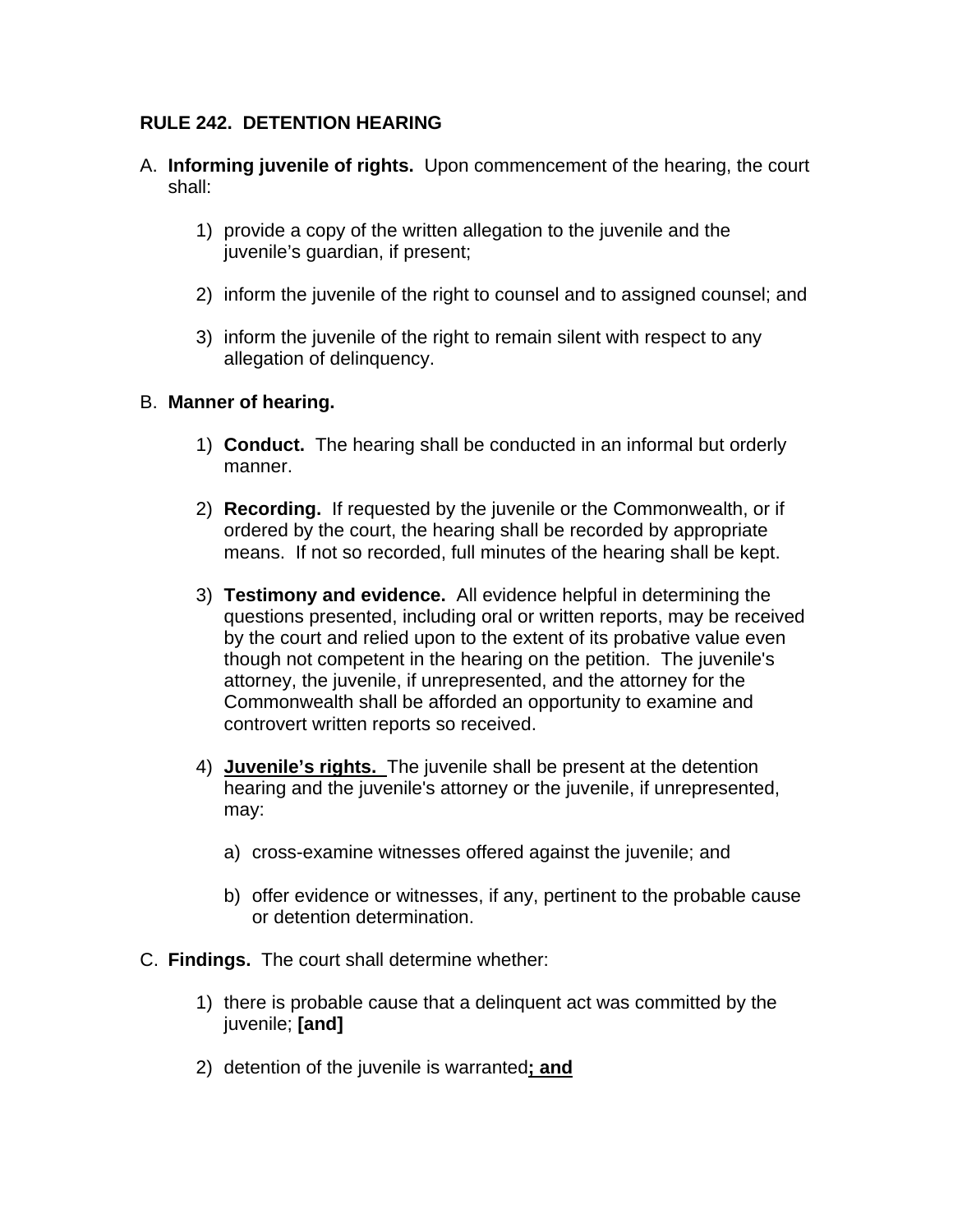## RULE 242. DETENTION HEARING

A. **Informing juvenile of rights.** Upon commencement of the hearing, the court shall:

   1) provide a copy of the written allegation to the juvenile and the juvenile's guardian, if present;

   2) inform the juvenile of the right to counsel and to assigned counsel; and

   3) inform the juvenile of the right to remain silent with respect to any allegation of delinquency.

B. **Manner of hearing.**

   1) **Conduct.** The hearing shall be conducted in an informal but orderly manner.

   2) **Recording.** If requested by the juvenile or the Commonwealth, or if ordered by the court, the hearing shall be recorded by appropriate means. If not so recorded, full minutes of the hearing shall be kept.

   3) **Testimony and evidence.** All evidence helpful in determining the questions presented, including oral or written reports, may be received by the court and relied upon to the extent of its probative value even though not competent in the hearing on the petition. The juvenile's attorney, the juvenile, if unrepresented, and the attorney for the Commonwealth shall be afforded an opportunity to examine and controvert written reports so received.

   4) <u>**Juvenile's rights.**</u> The juvenile shall be present at the detention hearing and the juvenile's attorney or the juvenile, if unrepresented, may:

      a) cross-examine witnesses offered against the juvenile; and

      b) offer evidence or witnesses, if any, pertinent to the probable cause or detention determination.

C. **Findings.** The court shall determine whether:

   1) there is probable cause that a delinquent act was committed by the juvenile; **[and]**

   2) detention of the juvenile is warranted<u>**; and**</u>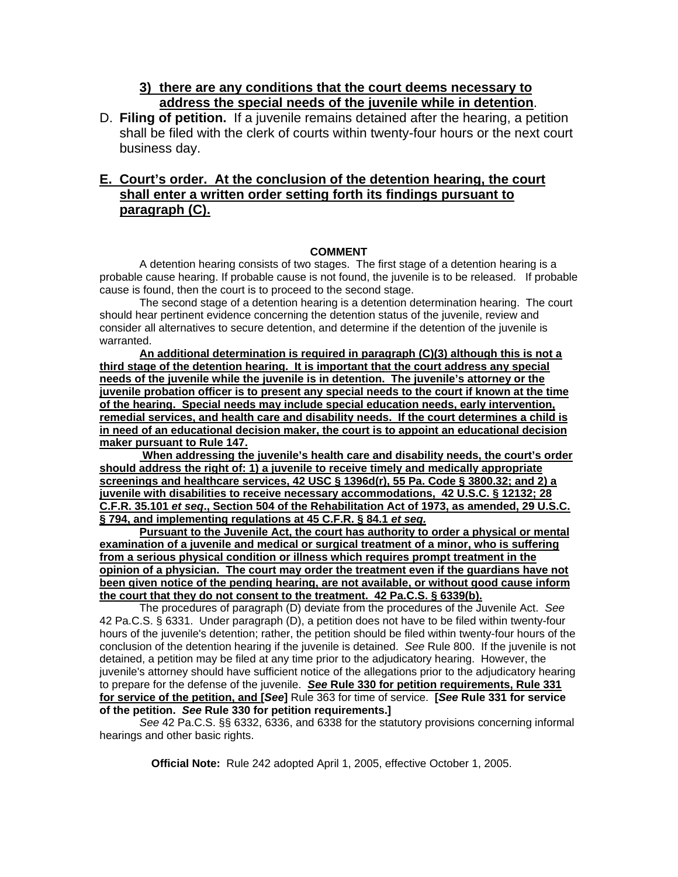**3) there are any conditions that the court deems necessary to address the special needs of the juvenile while in detention**.

D. **Filing of petition.** If a juvenile remains detained after the hearing, a petition shall be filed with the clerk of courts within twenty-four hours or the next court business day.

**E. Court's order. At the conclusion of the detention hearing, the court shall enter a written order setting forth its findings pursuant to paragraph (C).**

**COMMENT**

A detention hearing consists of two stages. The first stage of a detention hearing is a probable cause hearing. If probable cause is not found, the juvenile is to be released. If probable cause is found, then the court is to proceed to the second stage.

The second stage of a detention hearing is a detention determination hearing. The court should hear pertinent evidence concerning the detention status of the juvenile, review and consider all alternatives to secure detention, and determine if the detention of the juvenile is warranted.

**An additional determination is required in paragraph (C)(3) although this is not a third stage of the detention hearing. It is important that the court address any special needs of the juvenile while the juvenile is in detention. The juvenile's attorney or the juvenile probation officer is to present any special needs to the court if known at the time of the hearing. Special needs may include special education needs, early intervention, remedial services, and health care and disability needs. If the court determines a child is in need of an educational decision maker, the court is to appoint an educational decision maker pursuant to Rule 147.**

**When addressing the juvenile's health care and disability needs, the court's order should address the right of: 1) a juvenile to receive timely and medically appropriate screenings and healthcare services, 42 USC § 1396d(r), 55 Pa. Code § 3800.32; and 2) a juvenile with disabilities to receive necessary accommodations, 42 U.S.C. § 12132; 28 C.F.R. 35.101 *et seq*., Section 504 of the Rehabilitation Act of 1973, as amended, 29 U.S.C. § 794, and implementing regulations at 45 C.F.R. § 84.1 *et seq.***

**Pursuant to the Juvenile Act, the court has authority to order a physical or mental examination of a juvenile and medical or surgical treatment of a minor, who is suffering from a serious physical condition or illness which requires prompt treatment in the opinion of a physician. The court may order the treatment even if the guardians have not been given notice of the pending hearing, are not available, or without good cause inform the court that they do not consent to the treatment. 42 Pa.C.S. § 6339(b).**

The procedures of paragraph (D) deviate from the procedures of the Juvenile Act. *See* 42 Pa.C.S. § 6331. Under paragraph (D), a petition does not have to be filed within twenty-four hours of the juvenile's detention; rather, the petition should be filed within twenty-four hours of the conclusion of the detention hearing if the juvenile is detained. *See* Rule 800. If the juvenile is not detained, a petition may be filed at any time prior to the adjudicatory hearing. However, the juvenile's attorney should have sufficient notice of the allegations prior to the adjudicatory hearing to prepare for the defense of the juvenile. ***See* Rule 330 for petition requirements, Rule 331 for service of the petition, and [*See*]** Rule 363 for time of service. **[*See* Rule 331 for service of the petition. *See* Rule 330 for petition requirements.]**

*See* 42 Pa.C.S. §§ 6332, 6336, and 6338 for the statutory provisions concerning informal hearings and other basic rights.

**Official Note:** Rule 242 adopted April 1, 2005, effective October 1, 2005.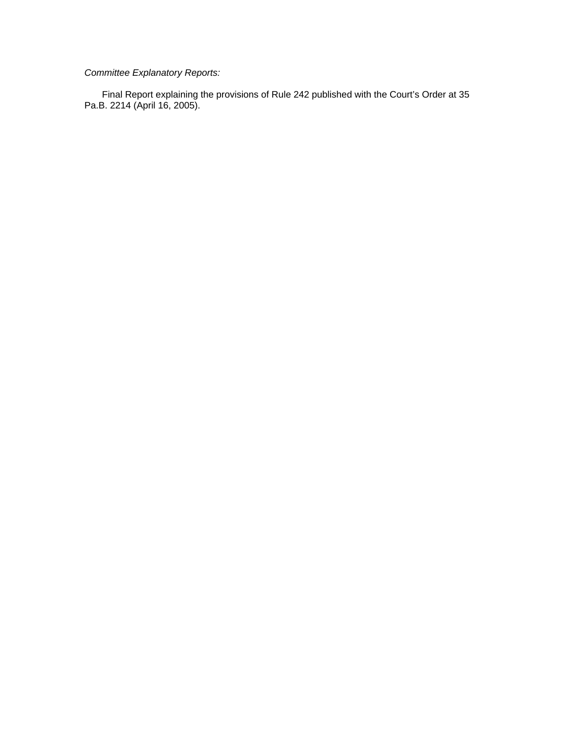*Committee Explanatory Reports:*

Final Report explaining the provisions of Rule 242 published with the Court's Order at 35 Pa.B. 2214 (April 16, 2005).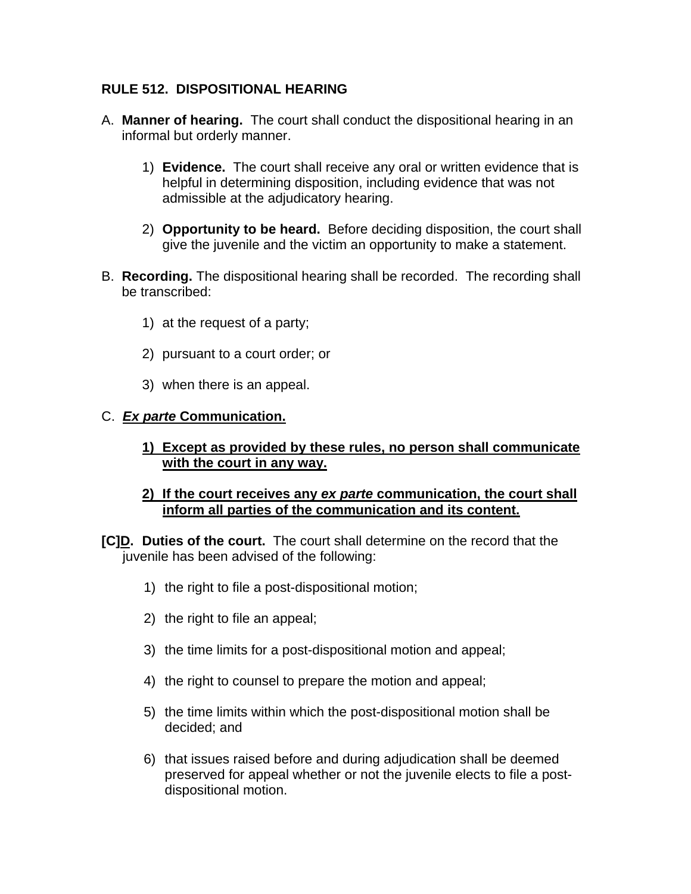## RULE 512. DISPOSITIONAL HEARING

A. **Manner of hearing.** The court shall conduct the dispositional hearing in an informal but orderly manner.

   1) **Evidence.** The court shall receive any oral or written evidence that is helpful in determining disposition, including evidence that was not admissible at the adjudicatory hearing.

   2) **Opportunity to be heard.** Before deciding disposition, the court shall give the juvenile and the victim an opportunity to make a statement.

B. **Recording.** The dispositional hearing shall be recorded. The recording shall be transcribed:

   1) at the request of a party;

   2) pursuant to a court order; or

   3) when there is an appeal.

C. <u>***Ex parte*** **Communication.**</u>

   <u>**1) Except as provided by these rules, no person shall communicate with the court in any way.**</u>

   <u>**2) If the court receives any *ex parte* communication, the court shall inform all parties of the communication and its content.**</u>

**[C]<u>D</u>. Duties of the court.** The court shall determine on the record that the juvenile has been advised of the following:

   1) the right to file a post-dispositional motion;

   2) the right to file an appeal;

   3) the time limits for a post-dispositional motion and appeal;

   4) the right to counsel to prepare the motion and appeal;

   5) the time limits within which the post-dispositional motion shall be decided; and

   6) that issues raised before and during adjudication shall be deemed preserved for appeal whether or not the juvenile elects to file a post-dispositional motion.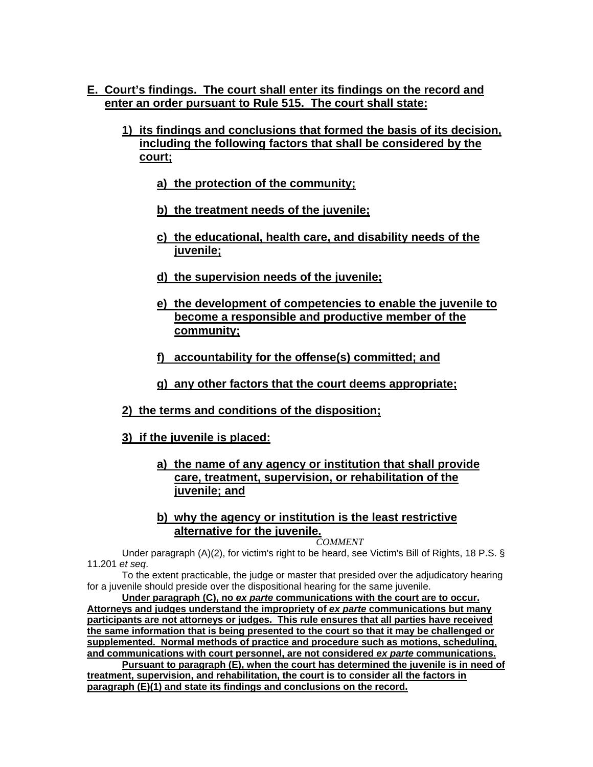**E. Court's findings. The court shall enter its findings on the record and enter an order pursuant to Rule 515. The court shall state:**

**1) its findings and conclusions that formed the basis of its decision, including the following factors that shall be considered by the court;**

**a) the protection of the community;**

**b) the treatment needs of the juvenile;**

**c) the educational, health care, and disability needs of the juvenile;**

**d) the supervision needs of the juvenile;**

**e) the development of competencies to enable the juvenile to become a responsible and productive member of the community;**

**f) accountability for the offense(s) committed; and**

**g) any other factors that the court deems appropriate;**

**2) the terms and conditions of the disposition;**

**3) if the juvenile is placed:**

**a) the name of any agency or institution that shall provide care, treatment, supervision, or rehabilitation of the juvenile; and**

**b) why the agency or institution is the least restrictive alternative for the juvenile.**

*COMMENT*

Under paragraph (A)(2), for victim's right to be heard, see Victim's Bill of Rights, 18 P.S. § 11.201 *et seq*.

To the extent practicable, the judge or master that presided over the adjudicatory hearing for a juvenile should preside over the dispositional hearing for the same juvenile.

**Under paragraph (C), no *ex parte* communications with the court are to occur. Attorneys and judges understand the impropriety of *ex parte* communications but many participants are not attorneys or judges. This rule ensures that all parties have received the same information that is being presented to the court so that it may be challenged or supplemented. Normal methods of practice and procedure such as motions, scheduling, and communications with court personnel, are not considered *ex parte* communications.**

**Pursuant to paragraph (E), when the court has determined the juvenile is in need of treatment, supervision, and rehabilitation, the court is to consider all the factors in paragraph (E)(1) and state its findings and conclusions on the record.**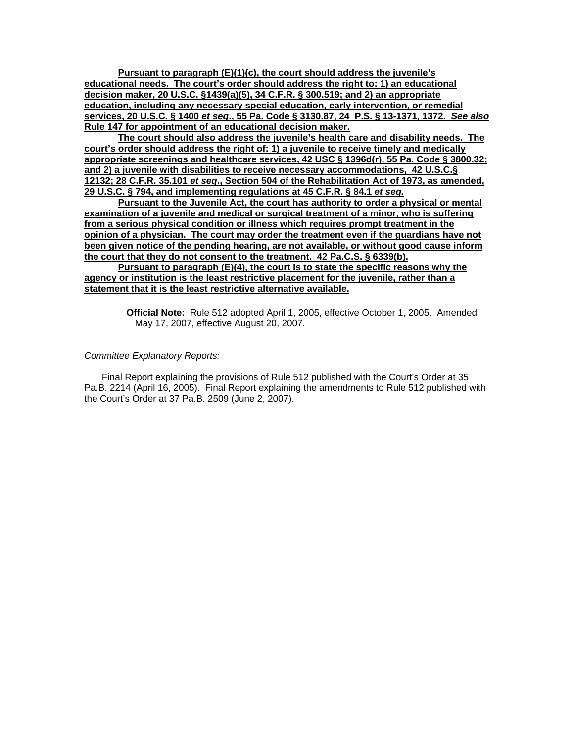**Pursuant to paragraph (E)(1)(c), the court should address the juvenile's educational needs. The court's order should address the right to: 1) an educational decision maker, 20 U.S.C. §1439(a)(5), 34 C.F.R. § 300.519; and 2) an appropriate education, including any necessary special education, early intervention, or remedial services, 20 U.S.C. § 1400 *et seq*., 55 Pa. Code § 3130.87, 24 P.S. § 13-1371, 1372. *See also* Rule 147 for appointment of an educational decision maker.**

**The court should also address the juvenile's health care and disability needs. The court's order should address the right of: 1) a juvenile to receive timely and medically appropriate screenings and healthcare services, 42 USC § 1396d(r), 55 Pa. Code § 3800.32; and 2) a juvenile with disabilities to receive necessary accommodations, 42 U.S.C.§ 12132; 28 C.F.R. 35.101 *et seq*., Section 504 of the Rehabilitation Act of 1973, as amended, 29 U.S.C. § 794, and implementing regulations at 45 C.F.R. § 84.1 *et seq.***

**Pursuant to the Juvenile Act, the court has authority to order a physical or mental examination of a juvenile and medical or surgical treatment of a minor, who is suffering from a serious physical condition or illness which requires prompt treatment in the opinion of a physician. The court may order the treatment even if the guardians have not been given notice of the pending hearing, are not available, or without good cause inform the court that they do not consent to the treatment. 42 Pa.C.S. § 6339(b).**

**Pursuant to paragraph (E)(4), the court is to state the specific reasons why the agency or institution is the least restrictive placement for the juvenile, rather than a statement that it is the least restrictive alternative available.**

**Official Note:** Rule 512 adopted April 1, 2005, effective October 1, 2005. Amended May 17, 2007, effective August 20, 2007.

*Committee Explanatory Reports:*

Final Report explaining the provisions of Rule 512 published with the Court's Order at 35 Pa.B. 2214 (April 16, 2005). Final Report explaining the amendments to Rule 512 published with the Court's Order at 37 Pa.B. 2509 (June 2, 2007).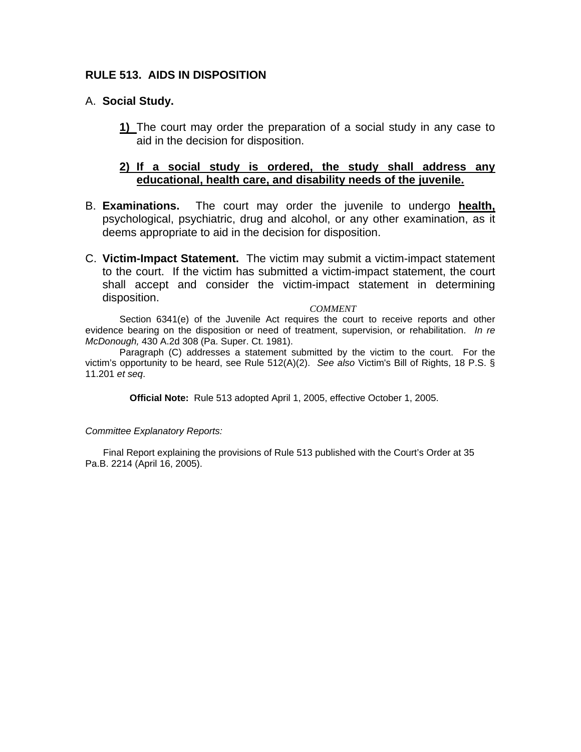## RULE 513. AIDS IN DISPOSITION

A. **Social Study.**

   <u>1)</u> The court may order the preparation of a social study in any case to aid in the decision for disposition.

   **<u>2) If a social study is ordered, the study shall address any educational, health care, and disability needs of the juvenile.</u>**

B. **Examinations.** The court may order the juvenile to undergo **<u>health,</u>** psychological, psychiatric, drug and alcohol, or any other examination, as it deems appropriate to aid in the decision for disposition.

C. **Victim-Impact Statement.** The victim may submit a victim-impact statement to the court. If the victim has submitted a victim-impact statement, the court shall accept and consider the victim-impact statement in determining disposition.

*COMMENT*

Section 6341(e) of the Juvenile Act requires the court to receive reports and other evidence bearing on the disposition or need of treatment, supervision, or rehabilitation. *In re McDonough,* 430 A.2d 308 (Pa. Super. Ct. 1981).

Paragraph (C) addresses a statement submitted by the victim to the court. For the victim's opportunity to be heard, see Rule 512(A)(2). *See also* Victim's Bill of Rights, 18 P.S. § 11.201 *et seq*.

**Official Note:** Rule 513 adopted April 1, 2005, effective October 1, 2005.

*Committee Explanatory Reports:*

Final Report explaining the provisions of Rule 513 published with the Court's Order at 35 Pa.B. 2214 (April 16, 2005).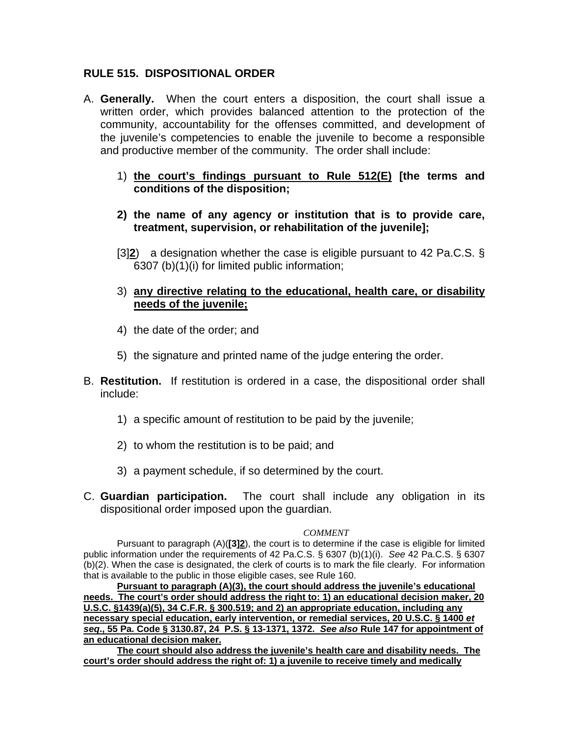**RULE 515. DISPOSITIONAL ORDER**

A. **Generally.** When the court enters a disposition, the court shall issue a written order, which provides balanced attention to the protection of the community, accountability for the offenses committed, and development of the juvenile's competencies to enable the juvenile to become a responsible and productive member of the community. The order shall include:

   1) <u>**the court's findings pursuant to Rule 512(E)**</u> **[the terms and conditions of the disposition;**

   **2) the name of any agency or institution that is to provide care, treatment, supervision, or rehabilitation of the juvenile];**

   [3]<u>**2**</u>) a designation whether the case is eligible pursuant to 42 Pa.C.S. § 6307 (b)(1)(i) for limited public information;

   3) <u>**any directive relating to the educational, health care, or disability needs of the juvenile;**</u>

   4) the date of the order; and

   5) the signature and printed name of the judge entering the order.

B. **Restitution.** If restitution is ordered in a case, the dispositional order shall include:

   1) a specific amount of restitution to be paid by the juvenile;

   2) to whom the restitution is to be paid; and

   3) a payment schedule, if so determined by the court.

C. **Guardian participation.** The court shall include any obligation in its dispositional order imposed upon the guardian.

*COMMENT*

Pursuant to paragraph (A)(**[3]**<u>**2**</u>), the court is to determine if the case is eligible for limited public information under the requirements of 42 Pa.C.S. § 6307 (b)(1)(i). *See* 42 Pa.C.S. § 6307 (b)(2). When the case is designated, the clerk of courts is to mark the file clearly. For information that is available to the public in those eligible cases, see Rule 160.

<u>**Pursuant to paragraph (A)(3), the court should address the juvenile's educational needs. The court's order should address the right to: 1) an educational decision maker, 20 U.S.C. §1439(a)(5), 34 C.F.R. § 300.519; and 2) an appropriate education, including any necessary special education, early intervention, or remedial services, 20 U.S.C. § 1400 *et seq*., 55 Pa. Code § 3130.87, 24 P.S. § 13-1371, 1372. *See also* Rule 147 for appointment of an educational decision maker.**</u>

<u>**The court should also address the juvenile's health care and disability needs. The court's order should address the right of: 1) a juvenile to receive timely and medically**</u>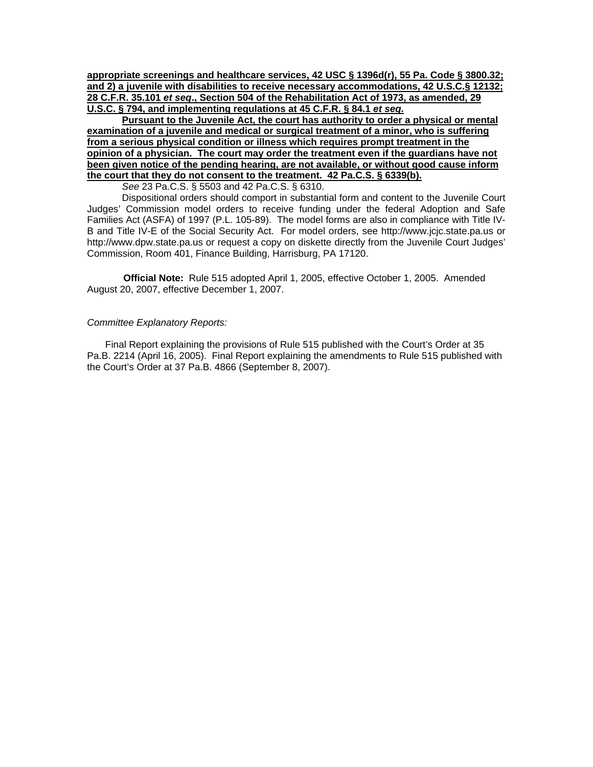**appropriate screenings and healthcare services, 42 USC § 1396d(r), 55 Pa. Code § 3800.32; and 2) a juvenile with disabilities to receive necessary accommodations, 42 U.S.C.§ 12132; 28 C.F.R. 35.101 *et seq*., Section 504 of the Rehabilitation Act of 1973, as amended, 29 U.S.C. § 794, and implementing regulations at 45 C.F.R. § 84.1 *et seq.***

**Pursuant to the Juvenile Act, the court has authority to order a physical or mental examination of a juvenile and medical or surgical treatment of a minor, who is suffering from a serious physical condition or illness which requires prompt treatment in the opinion of a physician. The court may order the treatment even if the guardians have not been given notice of the pending hearing, are not available, or without good cause inform the court that they do not consent to the treatment. 42 Pa.C.S. § 6339(b).**

*See* 23 Pa.C.S. § 5503 and 42 Pa.C.S. § 6310.

Dispositional orders should comport in substantial form and content to the Juvenile Court Judges' Commission model orders to receive funding under the federal Adoption and Safe Families Act (ASFA) of 1997 (P.L. 105-89). The model forms are also in compliance with Title IV-B and Title IV-E of the Social Security Act. For model orders, see http://www.jcjc.state.pa.us or http://www.dpw.state.pa.us or request a copy on diskette directly from the Juvenile Court Judges' Commission, Room 401, Finance Building, Harrisburg, PA 17120.

**Official Note:** Rule 515 adopted April 1, 2005, effective October 1, 2005. Amended August 20, 2007, effective December 1, 2007.

*Committee Explanatory Reports:*

Final Report explaining the provisions of Rule 515 published with the Court's Order at 35 Pa.B. 2214 (April 16, 2005). Final Report explaining the amendments to Rule 515 published with the Court's Order at 37 Pa.B. 4866 (September 8, 2007).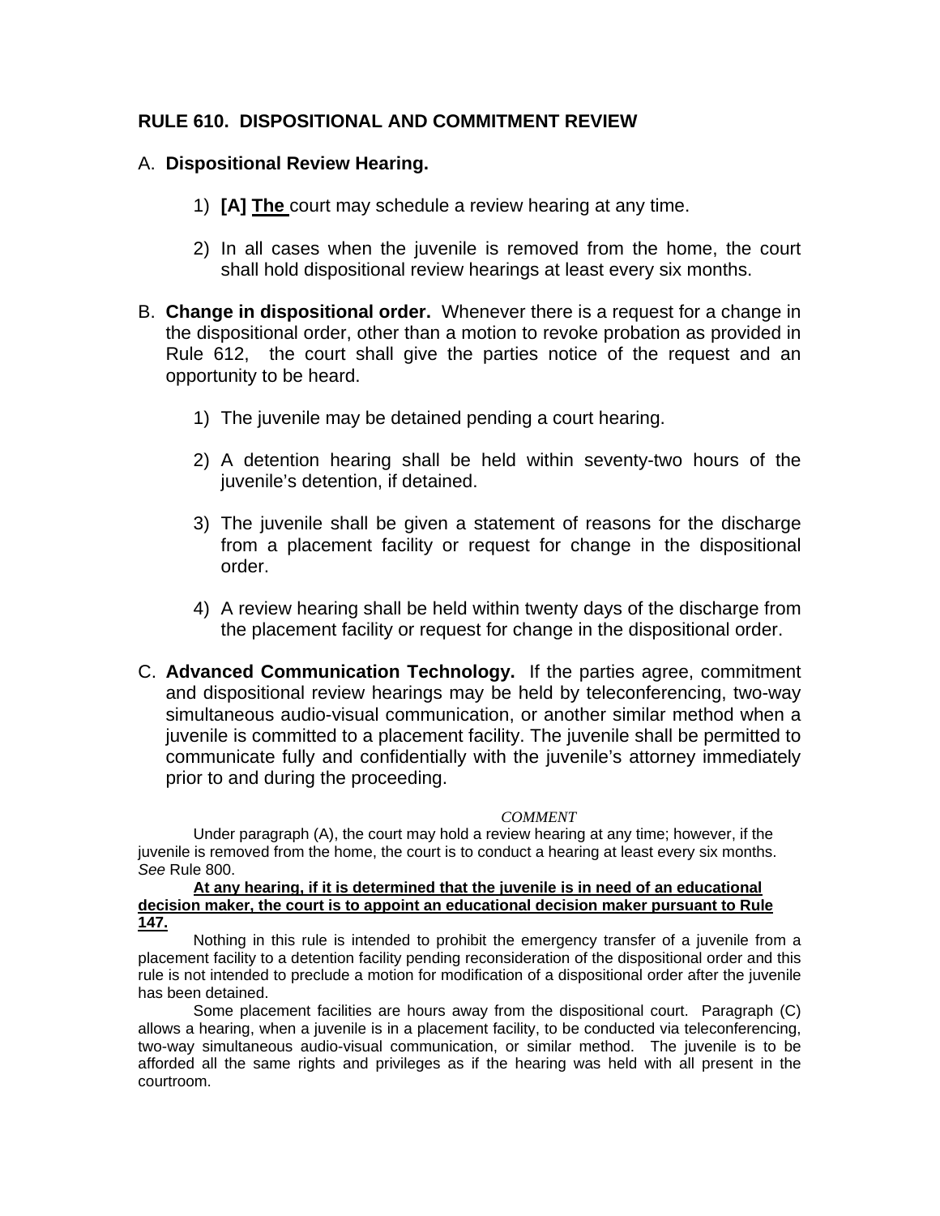## RULE 610. DISPOSITIONAL AND COMMITMENT REVIEW

A. **Dispositional Review Hearing.**

1) **[A]** <u>**The**</u> court may schedule a review hearing at any time.

2) In all cases when the juvenile is removed from the home, the court shall hold dispositional review hearings at least every six months.

B. **Change in dispositional order.** Whenever there is a request for a change in the dispositional order, other than a motion to revoke probation as provided in Rule 612, the court shall give the parties notice of the request and an opportunity to be heard.

1) The juvenile may be detained pending a court hearing.

2) A detention hearing shall be held within seventy-two hours of the juvenile's detention, if detained.

3) The juvenile shall be given a statement of reasons for the discharge from a placement facility or request for change in the dispositional order.

4) A review hearing shall be held within twenty days of the discharge from the placement facility or request for change in the dispositional order.

C. **Advanced Communication Technology.** If the parties agree, commitment and dispositional review hearings may be held by teleconferencing, two-way simultaneous audio-visual communication, or another similar method when a juvenile is committed to a placement facility. The juvenile shall be permitted to communicate fully and confidentially with the juvenile's attorney immediately prior to and during the proceeding.

*COMMENT*

Under paragraph (A), the court may hold a review hearing at any time; however, if the juvenile is removed from the home, the court is to conduct a hearing at least every six months. *See* Rule 800.

<u>**At any hearing, if it is determined that the juvenile is in need of an educational decision maker, the court is to appoint an educational decision maker pursuant to Rule 147.**</u>

Nothing in this rule is intended to prohibit the emergency transfer of a juvenile from a placement facility to a detention facility pending reconsideration of the dispositional order and this rule is not intended to preclude a motion for modification of a dispositional order after the juvenile has been detained.

Some placement facilities are hours away from the dispositional court. Paragraph (C) allows a hearing, when a juvenile is in a placement facility, to be conducted via teleconferencing, two-way simultaneous audio-visual communication, or similar method. The juvenile is to be afforded all the same rights and privileges as if the hearing was held with all present in the courtroom.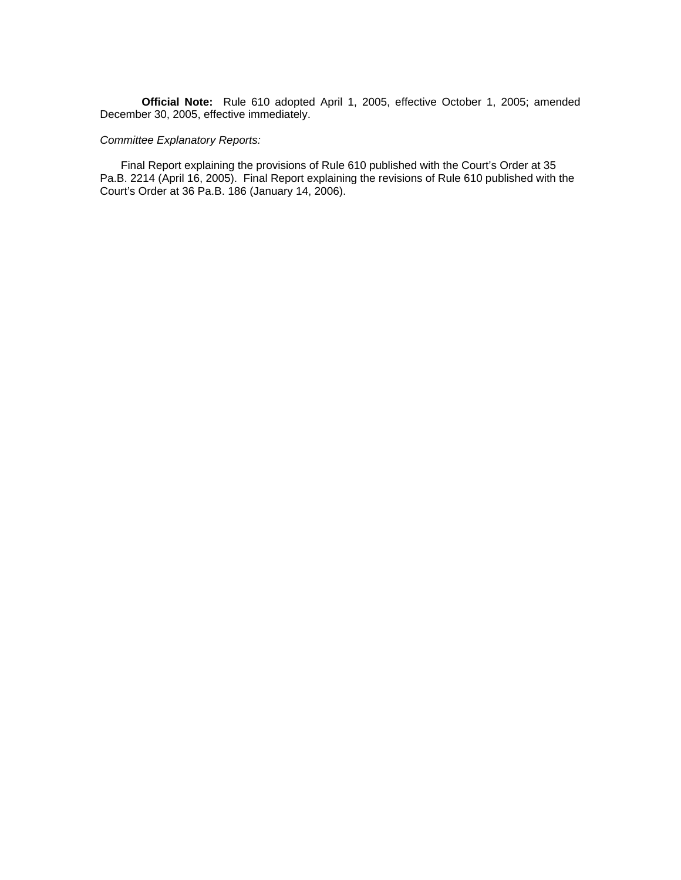**Official Note:** Rule 610 adopted April 1, 2005, effective October 1, 2005; amended December 30, 2005, effective immediately.

*Committee Explanatory Reports:*

Final Report explaining the provisions of Rule 610 published with the Court's Order at 35 Pa.B. 2214 (April 16, 2005). Final Report explaining the revisions of Rule 610 published with the Court's Order at 36 Pa.B. 186 (January 14, 2006).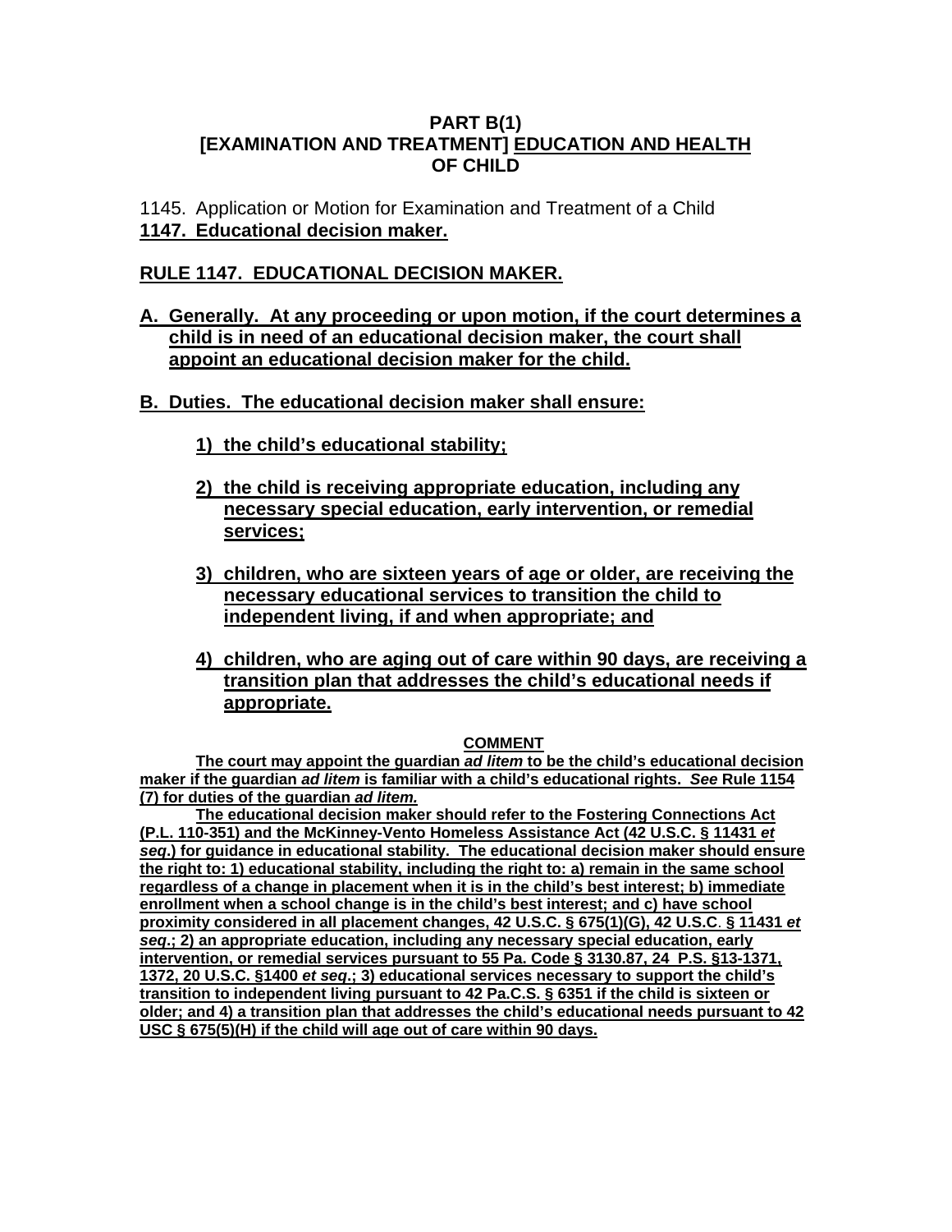## PART B(1)
## [EXAMINATION AND TREATMENT] <u>EDUCATION AND HEALTH OF CHILD</u>

1145. Application or Motion for Examination and Treatment of a Child
**<u>1147. Educational decision maker.</u>**

### <u>RULE 1147. EDUCATIONAL DECISION MAKER.</u>

**<u>A. Generally. At any proceeding or upon motion, if the court determines a child is in need of an educational decision maker, the court shall appoint an educational decision maker for the child.</u>**

**<u>B. Duties. The educational decision maker shall ensure:</u>**

**<u>1) the child's educational stability;</u>**

**<u>2) the child is receiving appropriate education, including any necessary special education, early intervention, or remedial services;</u>**

**<u>3) children, who are sixteen years of age or older, are receiving the necessary educational services to transition the child to independent living, if and when appropriate; and</u>**

**<u>4) children, who are aging out of care within 90 days, are receiving a transition plan that addresses the child's educational needs if appropriate.</u>**

**<u>COMMENT</u>**

**<u>The court may appoint the guardian *ad litem* to be the child's educational decision maker if the guardian *ad litem* is familiar with a child's educational rights. *See* Rule 1154 (7) for duties of the guardian *ad litem.*</u>**

**<u>The educational decision maker should refer to the Fostering Connections Act (P.L. 110-351) and the McKinney-Vento Homeless Assistance Act (42 U.S.C. § 11431 *et seq.*) for guidance in educational stability. The educational decision maker should ensure the right to: 1) educational stability, including the right to: a) remain in the same school regardless of a change in placement when it is in the child's best interest; b) immediate enrollment when a school change is in the child's best interest; and c) have school proximity considered in all placement changes, 42 U.S.C. § 675(1)(G), 42 U.S.C. § 11431 *et seq.*; 2) an appropriate education, including any necessary special education, early intervention, or remedial services pursuant to 55 Pa. Code § 3130.87, 24 P.S. §13-1371, 1372, 20 U.S.C. §1400 *et seq.*; 3) educational services necessary to support the child's transition to independent living pursuant to 42 Pa.C.S. § 6351 if the child is sixteen or older; and 4) a transition plan that addresses the child's educational needs pursuant to 42 USC § 675(5)(H) if the child will age out of care within 90 days.</u>**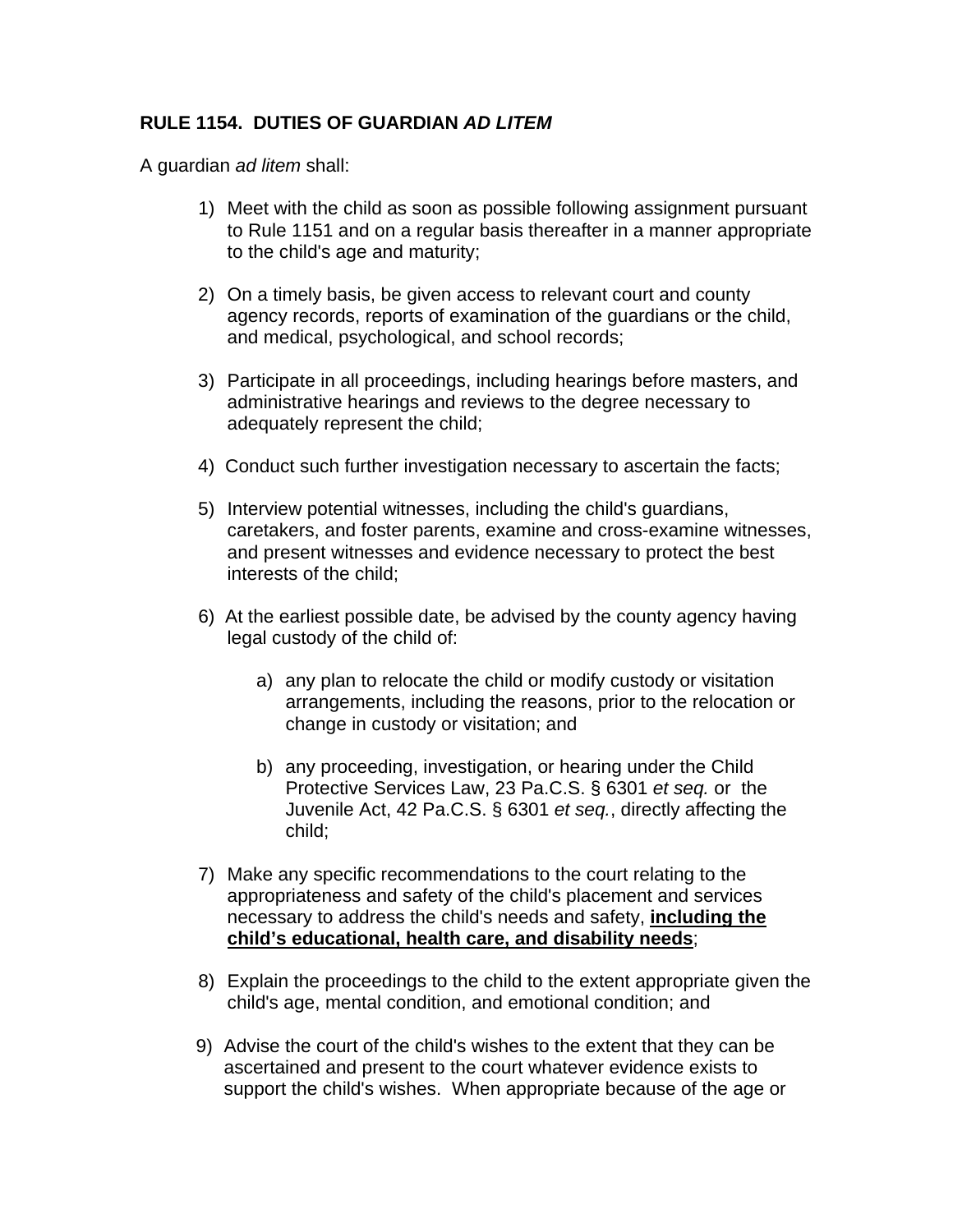**RULE 1154. DUTIES OF GUARDIAN *AD LITEM***

A guardian *ad litem* shall:

1) Meet with the child as soon as possible following assignment pursuant to Rule 1151 and on a regular basis thereafter in a manner appropriate to the child's age and maturity;

2) On a timely basis, be given access to relevant court and county agency records, reports of examination of the guardians or the child, and medical, psychological, and school records;

3) Participate in all proceedings, including hearings before masters, and administrative hearings and reviews to the degree necessary to adequately represent the child;

4) Conduct such further investigation necessary to ascertain the facts;

5) Interview potential witnesses, including the child's guardians, caretakers, and foster parents, examine and cross-examine witnesses, and present witnesses and evidence necessary to protect the best interests of the child;

6) At the earliest possible date, be advised by the county agency having legal custody of the child of:

   a) any plan to relocate the child or modify custody or visitation arrangements, including the reasons, prior to the relocation or change in custody or visitation; and

   b) any proceeding, investigation, or hearing under the Child Protective Services Law, 23 Pa.C.S. § 6301 *et seq.* or the Juvenile Act, 42 Pa.C.S. § 6301 *et seq.*, directly affecting the child;

7) Make any specific recommendations to the court relating to the appropriateness and safety of the child's placement and services necessary to address the child's needs and safety, <u>**including the child's educational, health care, and disability needs**</u>;

8) Explain the proceedings to the child to the extent appropriate given the child's age, mental condition, and emotional condition; and

9) Advise the court of the child's wishes to the extent that they can be ascertained and present to the court whatever evidence exists to support the child's wishes. When appropriate because of the age or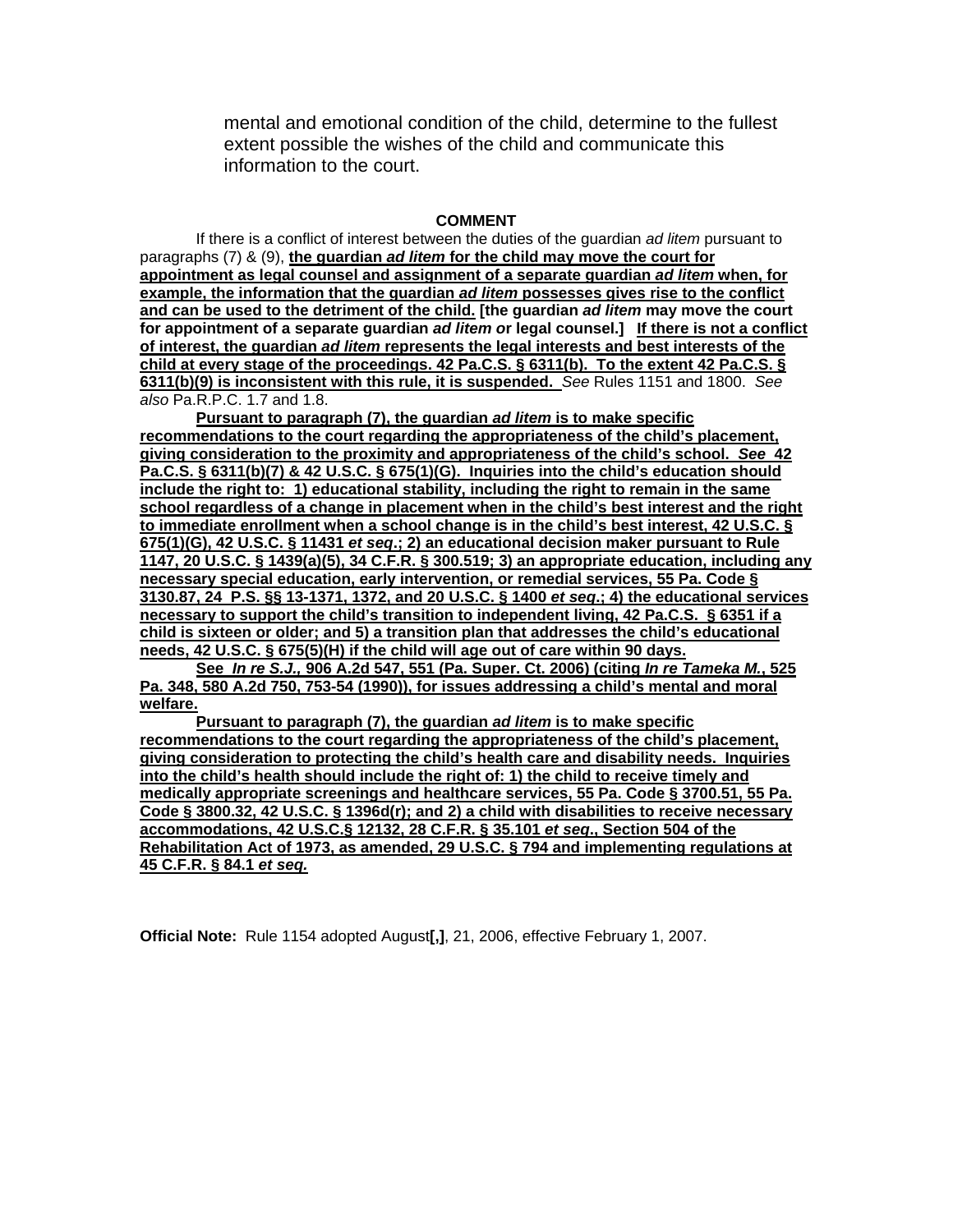mental and emotional condition of the child, determine to the fullest extent possible the wishes of the child and communicate this information to the court.

**COMMENT**

If there is a conflict of interest between the duties of the guardian *ad litem* pursuant to paragraphs (7) & (9), <u>**the guardian *ad litem* for the child may move the court for appointment as legal counsel and assignment of a separate guardian *ad litem* when, for example, the information that the guardian *ad litem* possesses gives rise to the conflict and can be used to the detriment of the child.**</u> **[the guardian *ad litem* may move the court for appointment of a separate guardian *ad litem o*r legal counsel.]** <u>**If there is not a conflict of interest, the guardian *ad litem* represents the legal interests and best interests of the child at every stage of the proceedings. 42 Pa.C.S. § 6311(b). To the extent 42 Pa.C.S. § 6311(b)(9) is inconsistent with this rule, it is suspended.**</u> *See* Rules 1151 and 1800. *See also* Pa.R.P.C. 1.7 and 1.8.

<u>**Pursuant to paragraph (7), the guardian *ad litem* is to make specific recommendations to the court regarding the appropriateness of the child's placement, giving consideration to the proximity and appropriateness of the child's school. *See* 42 Pa.C.S. § 6311(b)(7) & 42 U.S.C. § 675(1)(G). Inquiries into the child's education should include the right to: 1) educational stability, including the right to remain in the same school regardless of a change in placement when in the child's best interest and the right to immediate enrollment when a school change is in the child's best interest, 42 U.S.C. § 675(1)(G), 42 U.S.C. § 11431 *et seq*.; 2) an educational decision maker pursuant to Rule 1147, 20 U.S.C. § 1439(a)(5), 34 C.F.R. § 300.519; 3) an appropriate education, including any necessary special education, early intervention, or remedial services, 55 Pa. Code § 3130.87, 24 P.S. §§ 13-1371, 1372, and 20 U.S.C. § 1400 *et seq*.; 4) the educational services necessary to support the child's transition to independent living, 42 Pa.C.S. § 6351 if a child is sixteen or older; and 5) a transition plan that addresses the child's educational needs, 42 U.S.C. § 675(5)(H) if the child will age out of care within 90 days.**</u>

<u>**See *In re S.J.,* 906 A.2d 547, 551 (Pa. Super. Ct. 2006) (citing *In re Tameka M.*, 525 Pa. 348, 580 A.2d 750, 753-54 (1990)), for issues addressing a child's mental and moral welfare.**</u>

<u>**Pursuant to paragraph (7), the guardian *ad litem* is to make specific recommendations to the court regarding the appropriateness of the child's placement, giving consideration to protecting the child's health care and disability needs. Inquiries into the child's health should include the right of: 1) the child to receive timely and medically appropriate screenings and healthcare services, 55 Pa. Code § 3700.51, 55 Pa. Code § 3800.32, 42 U.S.C. § 1396d(r); and 2) a child with disabilities to receive necessary accommodations, 42 U.S.C.§ 12132, 28 C.F.R. § 35.101 *et seq*., Section 504 of the Rehabilitation Act of 1973, as amended, 29 U.S.C. § 794 and implementing regulations at 45 C.F.R. § 84.1 *et seq.***</u>

**Official Note:** Rule 1154 adopted August**[,]**, 21, 2006, effective February 1, 2007.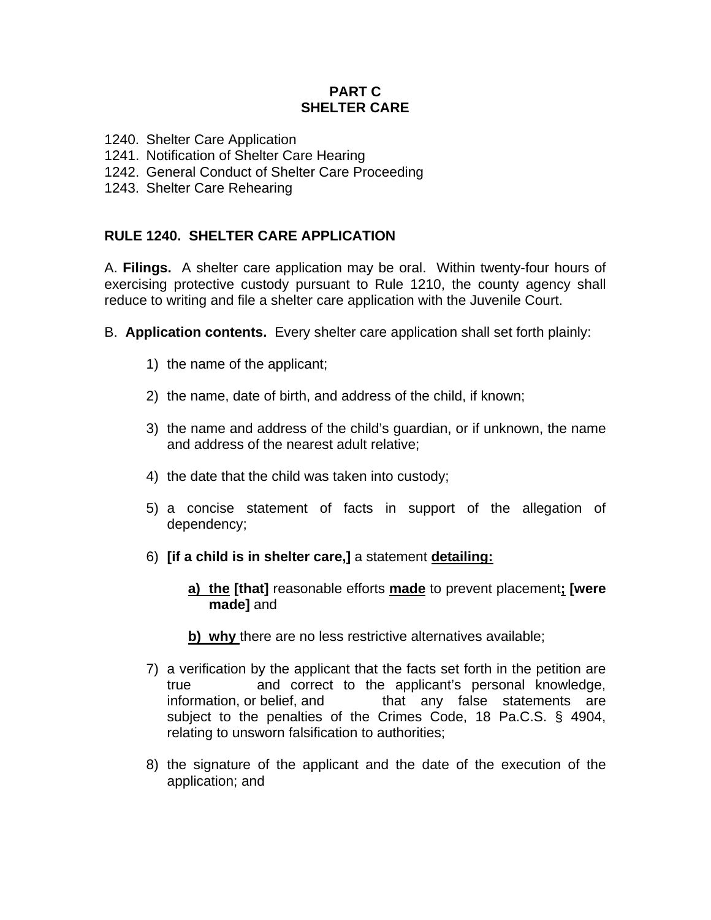**PART C**
**SHELTER CARE**

1240. Shelter Care Application
1241. Notification of Shelter Care Hearing
1242. General Conduct of Shelter Care Proceeding
1243. Shelter Care Rehearing

## RULE 1240. SHELTER CARE APPLICATION

A. **Filings.** A shelter care application may be oral. Within twenty-four hours of exercising protective custody pursuant to Rule 1210, the county agency shall reduce to writing and file a shelter care application with the Juvenile Court.

B. **Application contents.** Every shelter care application shall set forth plainly:

1) the name of the applicant;

2) the name, date of birth, and address of the child, if known;

3) the name and address of the child's guardian, or if unknown, the name and address of the nearest adult relative;

4) the date that the child was taken into custody;

5) a concise statement of facts in support of the allegation of dependency;

6) **[if a child is in shelter care,]** a statement <u>**detailing:**</u>

   <u>**a) the**</u> **[that]** reasonable efforts <u>**made**</u> to prevent placement<u>**;**</u> **[were made]** and

   <u>**b) why**</u> there are no less restrictive alternatives available;

7) a verification by the applicant that the facts set forth in the petition are true and correct to the applicant's personal knowledge, information, or belief, and that any false statements are subject to the penalties of the Crimes Code, 18 Pa.C.S. § 4904, relating to unsworn falsification to authorities;

8) the signature of the applicant and the date of the execution of the application; and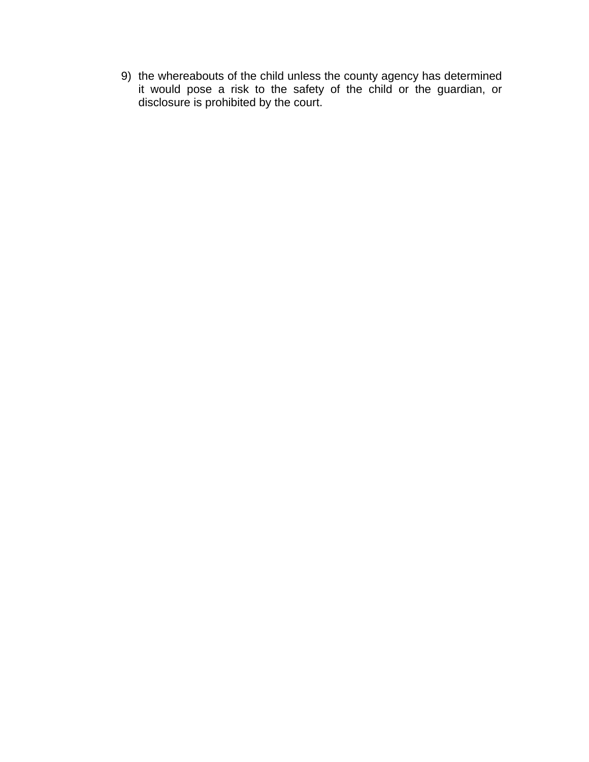9) the whereabouts of the child unless the county agency has determined it would pose a risk to the safety of the child or the guardian, or disclosure is prohibited by the court.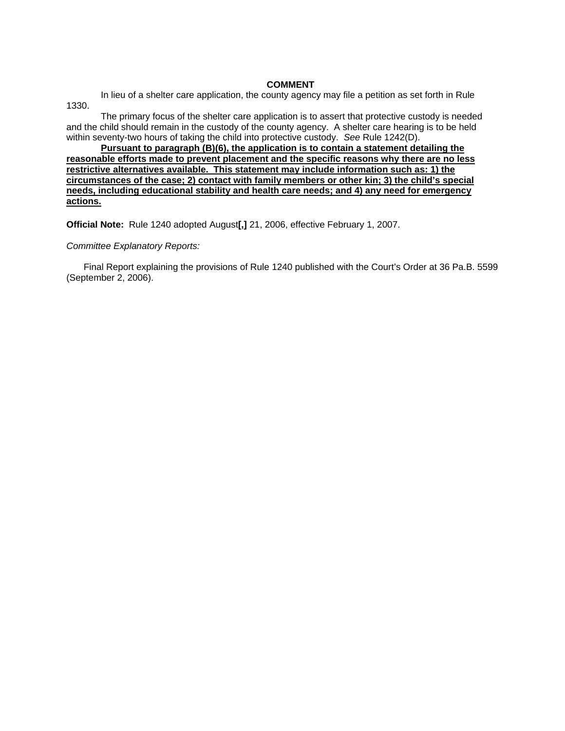**COMMENT**

In lieu of a shelter care application, the county agency may file a petition as set forth in Rule 1330.

The primary focus of the shelter care application is to assert that protective custody is needed and the child should remain in the custody of the county agency. A shelter care hearing is to be held within seventy-two hours of taking the child into protective custody. *See* Rule 1242(D).

<u>**Pursuant to paragraph (B)(6), the application is to contain a statement detailing the reasonable efforts made to prevent placement and the specific reasons why there are no less restrictive alternatives available. This statement may include information such as: 1) the circumstances of the case; 2) contact with family members or other kin; 3) the child's special needs, including educational stability and health care needs; and 4) any need for emergency actions.**</u>

**Official Note:** Rule 1240 adopted August**[,]** 21, 2006, effective February 1, 2007.

*Committee Explanatory Reports:*

Final Report explaining the provisions of Rule 1240 published with the Court's Order at 36 Pa.B. 5599 (September 2, 2006).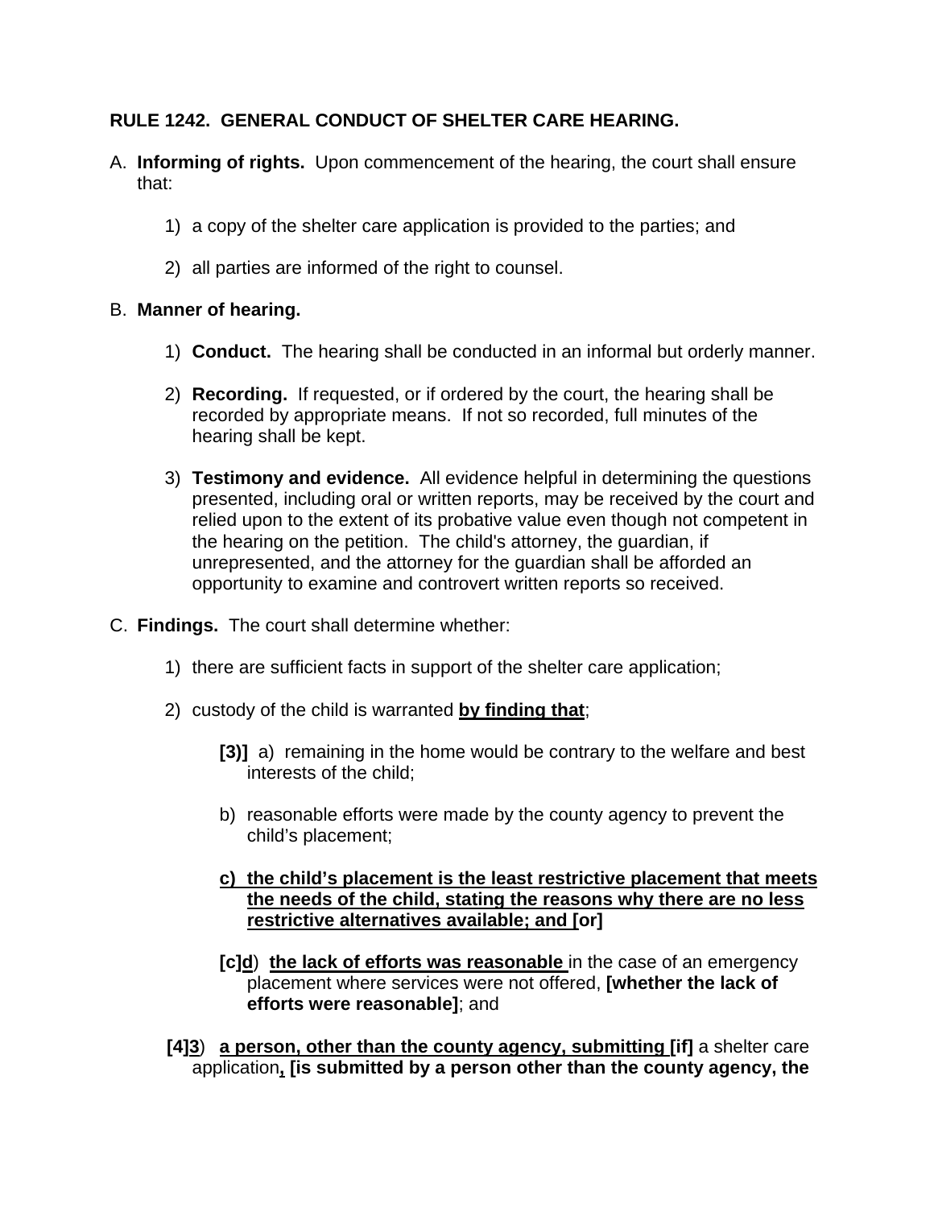**RULE 1242. GENERAL CONDUCT OF SHELTER CARE HEARING.**

A. **Informing of rights.** Upon commencement of the hearing, the court shall ensure that:

   1) a copy of the shelter care application is provided to the parties; and

   2) all parties are informed of the right to counsel.

B. **Manner of hearing.**

   1) **Conduct.** The hearing shall be conducted in an informal but orderly manner.

   2) **Recording.** If requested, or if ordered by the court, the hearing shall be recorded by appropriate means. If not so recorded, full minutes of the hearing shall be kept.

   3) **Testimony and evidence.** All evidence helpful in determining the questions presented, including oral or written reports, may be received by the court and relied upon to the extent of its probative value even though not competent in the hearing on the petition. The child's attorney, the guardian, if unrepresented, and the attorney for the guardian shall be afforded an opportunity to examine and controvert written reports so received.

C. **Findings.** The court shall determine whether:

   1) there are sufficient facts in support of the shelter care application;

   2) custody of the child is warranted <u>**by finding that**</u>;

      **[3)]** a) remaining in the home would be contrary to the welfare and best interests of the child;

      b) reasonable efforts were made by the county agency to prevent the child's placement;

      <u>**c) the child's placement is the least restrictive placement that meets the needs of the child, stating the reasons why there are no less restrictive alternatives available; and [**</u>**or]**

      **[c]**<u>**d**</u>) <u>**the lack of efforts was reasonable**</u> in the case of an emergency placement where services were not offered, **[whether the lack of efforts were reasonable]**; and

   **[4]**<u>**3**</u>) <u>**a person, other than the county agency, submitting**</u> **[if]** a shelter care application<u>**,**</u> **[is submitted by a person other than the county agency, the**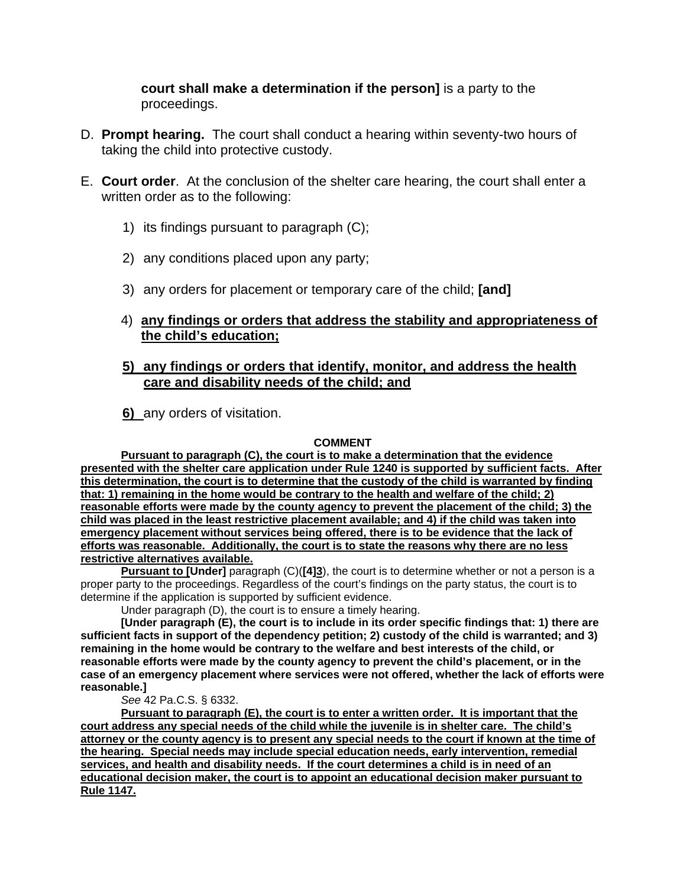**court shall make a determination if the person]** is a party to the proceedings.

D. **Prompt hearing.** The court shall conduct a hearing within seventy-two hours of taking the child into protective custody.

E. **Court order**. At the conclusion of the shelter care hearing, the court shall enter a written order as to the following:

1) its findings pursuant to paragraph (C);

2) any conditions placed upon any party;

3) any orders for placement or temporary care of the child; **[and]**

4) **any findings or orders that address the stability and appropriateness of the child's education;**

**5) any findings or orders that identify, monitor, and address the health care and disability needs of the child; and**

**6)** any orders of visitation.

**COMMENT**

**Pursuant to paragraph (C), the court is to make a determination that the evidence presented with the shelter care application under Rule 1240 is supported by sufficient facts. After this determination, the court is to determine that the custody of the child is warranted by finding that: 1) remaining in the home would be contrary to the health and welfare of the child; 2) reasonable efforts were made by the county agency to prevent the placement of the child; 3) the child was placed in the least restrictive placement available; and 4) if the child was taken into emergency placement without services being offered, there is to be evidence that the lack of efforts was reasonable. Additionally, the court is to state the reasons why there are no less restrictive alternatives available.**

**Pursuant to [Under]** paragraph (C)(**[4]3**), the court is to determine whether or not a person is a proper party to the proceedings. Regardless of the court's findings on the party status, the court is to determine if the application is supported by sufficient evidence.

Under paragraph (D), the court is to ensure a timely hearing.

**[Under paragraph (E), the court is to include in its order specific findings that: 1) there are sufficient facts in support of the dependency petition; 2) custody of the child is warranted; and 3) remaining in the home would be contrary to the welfare and best interests of the child, or reasonable efforts were made by the county agency to prevent the child's placement, or in the case of an emergency placement where services were not offered, whether the lack of efforts were reasonable.]**

*See* 42 Pa.C.S. § 6332.

**Pursuant to paragraph (E), the court is to enter a written order. It is important that the court address any special needs of the child while the juvenile is in shelter care. The child's attorney or the county agency is to present any special needs to the court if known at the time of the hearing. Special needs may include special education needs, early intervention, remedial services, and health and disability needs. If the court determines a child is in need of an educational decision maker, the court is to appoint an educational decision maker pursuant to Rule 1147.**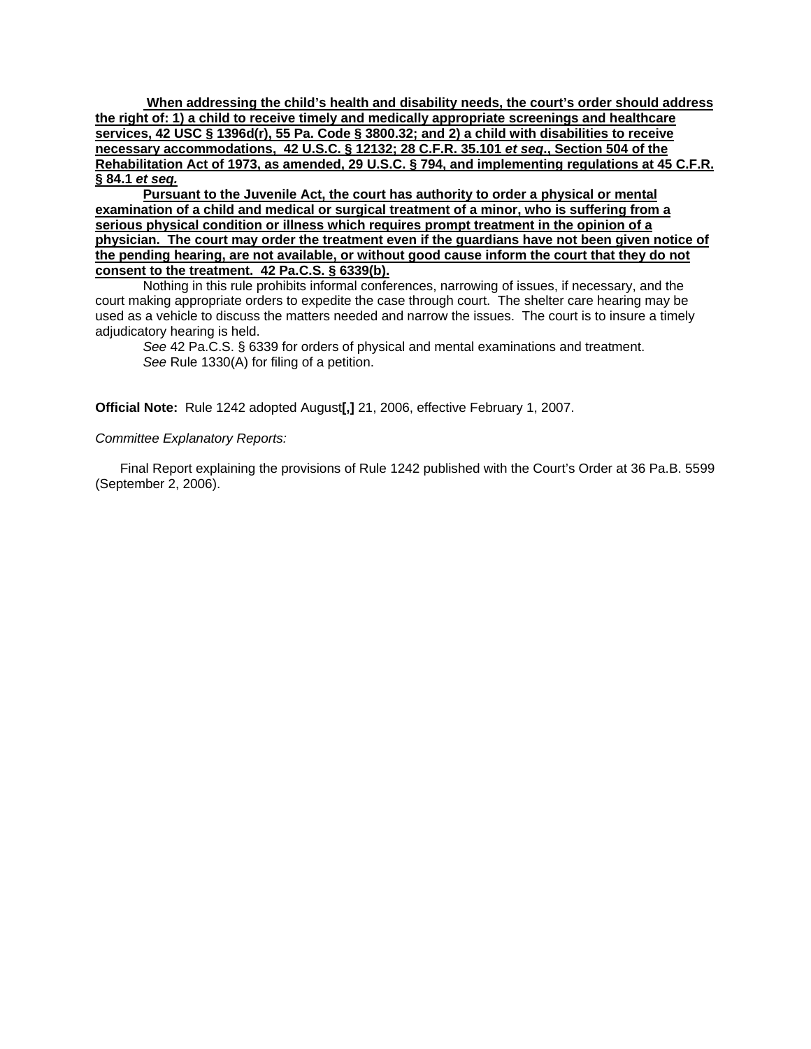**<u>When addressing the child's health and disability needs, the court's order should address the right of: 1) a child to receive timely and medically appropriate screenings and healthcare services, 42 USC § 1396d(r), 55 Pa. Code § 3800.32; and 2) a child with disabilities to receive necessary accommodations, 42 U.S.C. § 12132; 28 C.F.R. 35.101 *et seq*., Section 504 of the Rehabilitation Act of 1973, as amended, 29 U.S.C. § 794, and implementing regulations at 45 C.F.R. § 84.1 *et seq.*</u>**

**<u>Pursuant to the Juvenile Act, the court has authority to order a physical or mental examination of a child and medical or surgical treatment of a minor, who is suffering from a serious physical condition or illness which requires prompt treatment in the opinion of a physician. The court may order the treatment even if the guardians have not been given notice of the pending hearing, are not available, or without good cause inform the court that they do not consent to the treatment. 42 Pa.C.S. § 6339(b).</u>**

Nothing in this rule prohibits informal conferences, narrowing of issues, if necessary, and the court making appropriate orders to expedite the case through court. The shelter care hearing may be used as a vehicle to discuss the matters needed and narrow the issues. The court is to insure a timely adjudicatory hearing is held.

*See* 42 Pa.C.S. § 6339 for orders of physical and mental examinations and treatment.

*See* Rule 1330(A) for filing of a petition.

**Official Note:** Rule 1242 adopted August**[,]** 21, 2006, effective February 1, 2007.

*Committee Explanatory Reports:*

Final Report explaining the provisions of Rule 1242 published with the Court's Order at 36 Pa.B. 5599 (September 2, 2006).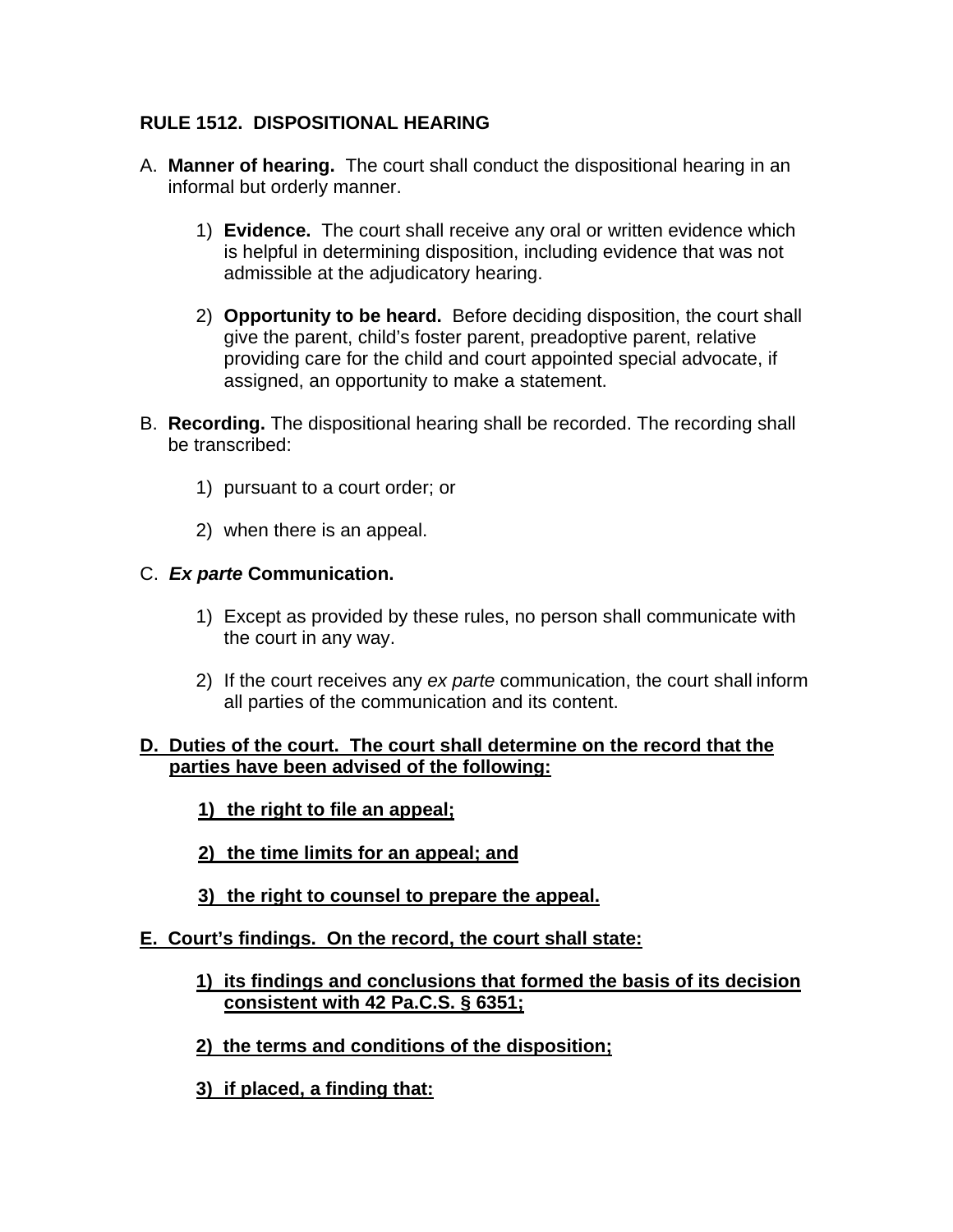### RULE 1512. DISPOSITIONAL HEARING

A. **Manner of hearing.** The court shall conduct the dispositional hearing in an informal but orderly manner.

   1) **Evidence.** The court shall receive any oral or written evidence which is helpful in determining disposition, including evidence that was not admissible at the adjudicatory hearing.

   2) **Opportunity to be heard.** Before deciding disposition, the court shall give the parent, child's foster parent, preadoptive parent, relative providing care for the child and court appointed special advocate, if assigned, an opportunity to make a statement.

B. **Recording.** The dispositional hearing shall be recorded. The recording shall be transcribed:

   1) pursuant to a court order; or

   2) when there is an appeal.

C. ***Ex parte* Communication.**

   1) Except as provided by these rules, no person shall communicate with the court in any way.

   2) If the court receives any *ex parte* communication, the court shall inform all parties of the communication and its content.

<u>**D. Duties of the court. The court shall determine on the record that the parties have been advised of the following:**</u>

   <u>**1) the right to file an appeal;**</u>

   <u>**2) the time limits for an appeal; and**</u>

   <u>**3) the right to counsel to prepare the appeal.**</u>

<u>**E. Court's findings. On the record, the court shall state:**</u>

   <u>**1) its findings and conclusions that formed the basis of its decision consistent with 42 Pa.C.S. § 6351;**</u>

   <u>**2) the terms and conditions of the disposition;**</u>

   <u>**3) if placed, a finding that:**</u>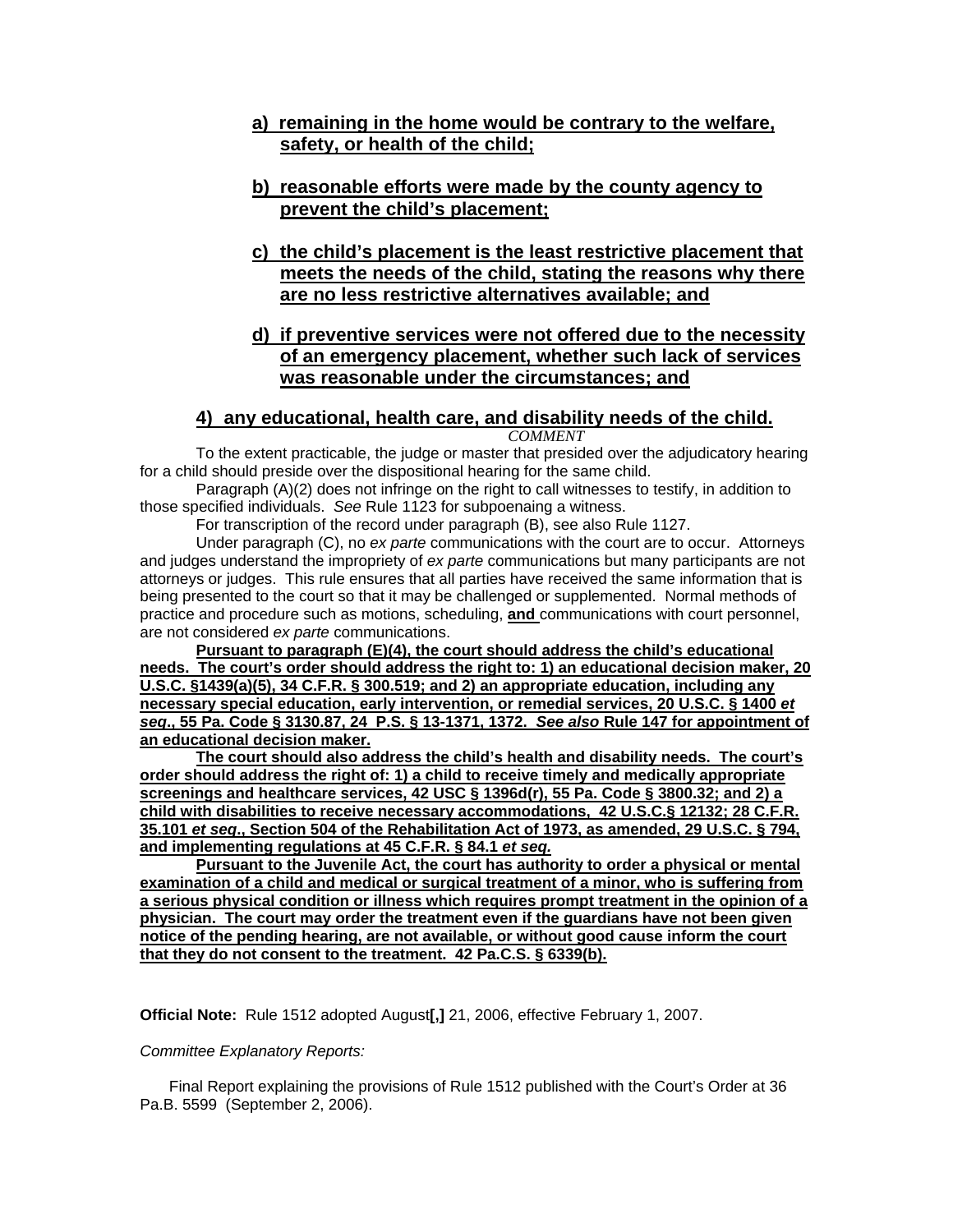**a) remaining in the home would be contrary to the welfare, safety, or health of the child;**

**b) reasonable efforts were made by the county agency to prevent the child's placement;**

**c) the child's placement is the least restrictive placement that meets the needs of the child, stating the reasons why there are no less restrictive alternatives available; and**

**d) if preventive services were not offered due to the necessity of an emergency placement, whether such lack of services was reasonable under the circumstances; and**

**4) any educational, health care, and disability needs of the child.**

*COMMENT*

To the extent practicable, the judge or master that presided over the adjudicatory hearing for a child should preside over the dispositional hearing for the same child.

Paragraph (A)(2) does not infringe on the right to call witnesses to testify, in addition to those specified individuals. *See* Rule 1123 for subpoenaing a witness.

For transcription of the record under paragraph (B), see also Rule 1127.

Under paragraph (C), no *ex parte* communications with the court are to occur. Attorneys and judges understand the impropriety of *ex parte* communications but many participants are not attorneys or judges. This rule ensures that all parties have received the same information that is being presented to the court so that it may be challenged or supplemented. Normal methods of practice and procedure such as motions, scheduling, **and** communications with court personnel, are not considered *ex parte* communications.

**Pursuant to paragraph (E)(4), the court should address the child's educational needs. The court's order should address the right to: 1) an educational decision maker, 20 U.S.C. §1439(a)(5), 34 C.F.R. § 300.519; and 2) an appropriate education, including any necessary special education, early intervention, or remedial services, 20 U.S.C. § 1400 *et seq*., 55 Pa. Code § 3130.87, 24 P.S. § 13-1371, 1372. *See also* Rule 147 for appointment of an educational decision maker.**

**The court should also address the child's health and disability needs. The court's order should address the right of: 1) a child to receive timely and medically appropriate screenings and healthcare services, 42 USC § 1396d(r), 55 Pa. Code § 3800.32; and 2) a child with disabilities to receive necessary accommodations, 42 U.S.C.§ 12132; 28 C.F.R. 35.101 *et seq*., Section 504 of the Rehabilitation Act of 1973, as amended, 29 U.S.C. § 794, and implementing regulations at 45 C.F.R. § 84.1 *et seq.***

**Pursuant to the Juvenile Act, the court has authority to order a physical or mental examination of a child and medical or surgical treatment of a minor, who is suffering from a serious physical condition or illness which requires prompt treatment in the opinion of a physician. The court may order the treatment even if the guardians have not been given notice of the pending hearing, are not available, or without good cause inform the court that they do not consent to the treatment. 42 Pa.C.S. § 6339(b).**

**Official Note:** Rule 1512 adopted August**[,]** 21, 2006, effective February 1, 2007.

*Committee Explanatory Reports:*

Final Report explaining the provisions of Rule 1512 published with the Court's Order at 36 Pa.B. 5599 (September 2, 2006).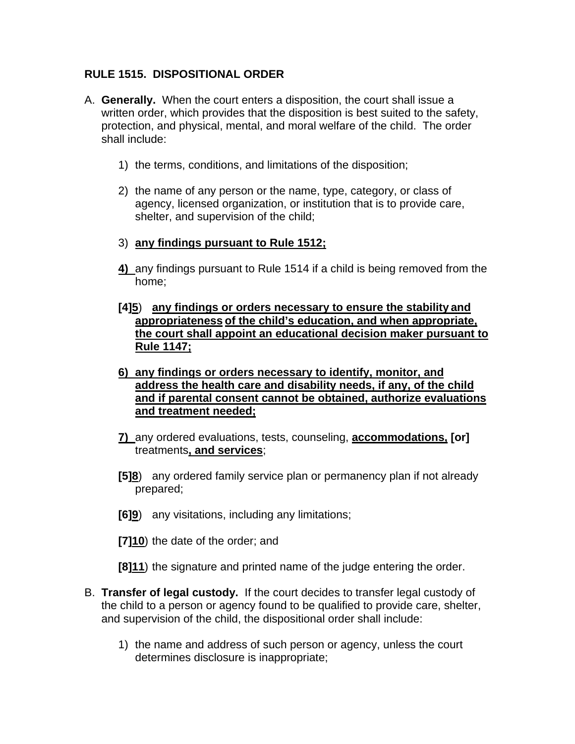**RULE 1515. DISPOSITIONAL ORDER**

A. **Generally.** When the court enters a disposition, the court shall issue a written order, which provides that the disposition is best suited to the safety, protection, and physical, mental, and moral welfare of the child. The order shall include:

   1) the terms, conditions, and limitations of the disposition;

   2) the name of any person or the name, type, category, or class of agency, licensed organization, or institution that is to provide care, shelter, and supervision of the child;

   3) <u>**any findings pursuant to Rule 1512;**</u>

   <u>**4)**</u> any findings pursuant to Rule 1514 if a child is being removed from the home;

   **[4]**<u>**5**</u>) <u>**any findings or orders necessary to ensure the stability and appropriateness of the child's education, and when appropriate, the court shall appoint an educational decision maker pursuant to Rule 1147;**</u>

   <u>**6) any findings or orders necessary to identify, monitor, and address the health care and disability needs, if any, of the child and if parental consent cannot be obtained, authorize evaluations and treatment needed;**</u>

   <u>**7)**</u> any ordered evaluations, tests, counseling, <u>**accommodations,**</u> **[or]** treatments<u>**, and services**</u>;

   **[5]**<u>**8**</u>) any ordered family service plan or permanency plan if not already prepared;

   **[6]**<u>**9**</u>) any visitations, including any limitations;

   **[7]**<u>**10**</u>) the date of the order; and

   **[8]**<u>**11**</u>) the signature and printed name of the judge entering the order.

B. **Transfer of legal custody.** If the court decides to transfer legal custody of the child to a person or agency found to be qualified to provide care, shelter, and supervision of the child, the dispositional order shall include:

   1) the name and address of such person or agency, unless the court determines disclosure is inappropriate;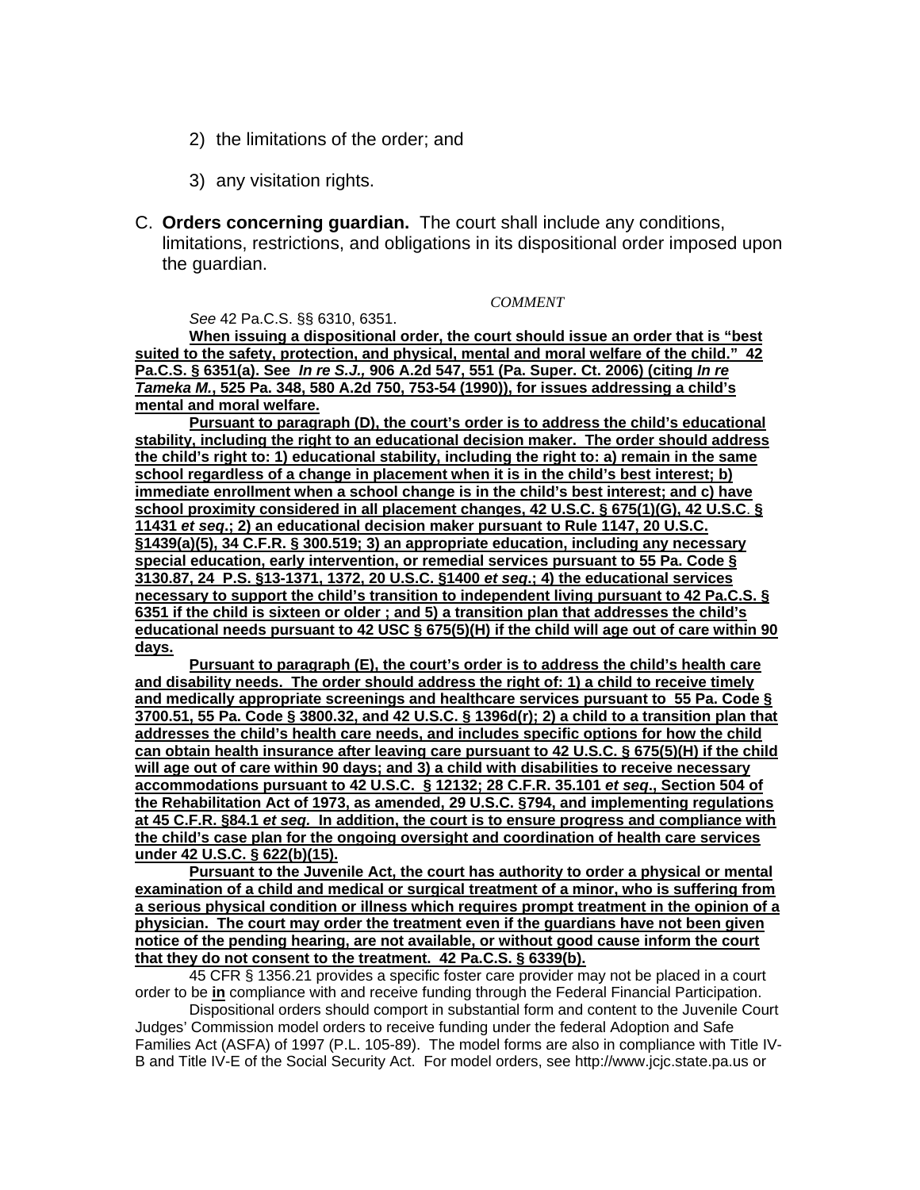2) the limitations of the order; and

3) any visitation rights.

C. **Orders concerning guardian.** The court shall include any conditions, limitations, restrictions, and obligations in its dispositional order imposed upon the guardian.

*COMMENT*

*See* 42 Pa.C.S. §§ 6310, 6351.

**When issuing a dispositional order, the court should issue an order that is "best suited to the safety, protection, and physical, mental and moral welfare of the child." 42 Pa.C.S. § 6351(a). See *In re S.J.,* 906 A.2d 547, 551 (Pa. Super. Ct. 2006) (citing *In re Tameka M.*, 525 Pa. 348, 580 A.2d 750, 753-54 (1990)), for issues addressing a child's mental and moral welfare.**

**Pursuant to paragraph (D), the court's order is to address the child's educational stability, including the right to an educational decision maker. The order should address the child's right to: 1) educational stability, including the right to: a) remain in the same school regardless of a change in placement when it is in the child's best interest; b) immediate enrollment when a school change is in the child's best interest; and c) have school proximity considered in all placement changes, 42 U.S.C. § 675(1)(G), 42 U.S.C. § 11431 *et seq*.; 2) an educational decision maker pursuant to Rule 1147, 20 U.S.C. §1439(a)(5), 34 C.F.R. § 300.519; 3) an appropriate education, including any necessary special education, early intervention, or remedial services pursuant to 55 Pa. Code § 3130.87, 24 P.S. §13-1371, 1372, 20 U.S.C. §1400 *et seq*.; 4) the educational services necessary to support the child's transition to independent living pursuant to 42 Pa.C.S. § 6351 if the child is sixteen or older ; and 5) a transition plan that addresses the child's educational needs pursuant to 42 USC § 675(5)(H) if the child will age out of care within 90 days.**

**Pursuant to paragraph (E), the court's order is to address the child's health care and disability needs. The order should address the right of: 1) a child to receive timely and medically appropriate screenings and healthcare services pursuant to 55 Pa. Code § 3700.51, 55 Pa. Code § 3800.32, and 42 U.S.C. § 1396d(r); 2) a child to a transition plan that addresses the child's health care needs, and includes specific options for how the child can obtain health insurance after leaving care pursuant to 42 U.S.C. § 675(5)(H) if the child will age out of care within 90 days; and 3) a child with disabilities to receive necessary accommodations pursuant to 42 U.S.C. § 12132; 28 C.F.R. 35.101 *et seq*., Section 504 of the Rehabilitation Act of 1973, as amended, 29 U.S.C. §794, and implementing regulations at 45 C.F.R. §84.1 *et seq.* In addition, the court is to ensure progress and compliance with the child's case plan for the ongoing oversight and coordination of health care services under 42 U.S.C. § 622(b)(15).**

**Pursuant to the Juvenile Act, the court has authority to order a physical or mental examination of a child and medical or surgical treatment of a minor, who is suffering from a serious physical condition or illness which requires prompt treatment in the opinion of a physician. The court may order the treatment even if the guardians have not been given notice of the pending hearing, are not available, or without good cause inform the court that they do not consent to the treatment. 42 Pa.C.S. § 6339(b).**

45 CFR § 1356.21 provides a specific foster care provider may not be placed in a court order to be **in** compliance with and receive funding through the Federal Financial Participation.

Dispositional orders should comport in substantial form and content to the Juvenile Court Judges' Commission model orders to receive funding under the federal Adoption and Safe Families Act (ASFA) of 1997 (P.L. 105-89). The model forms are also in compliance with Title IV-B and Title IV-E of the Social Security Act. For model orders, see http://www.jcjc.state.pa.us or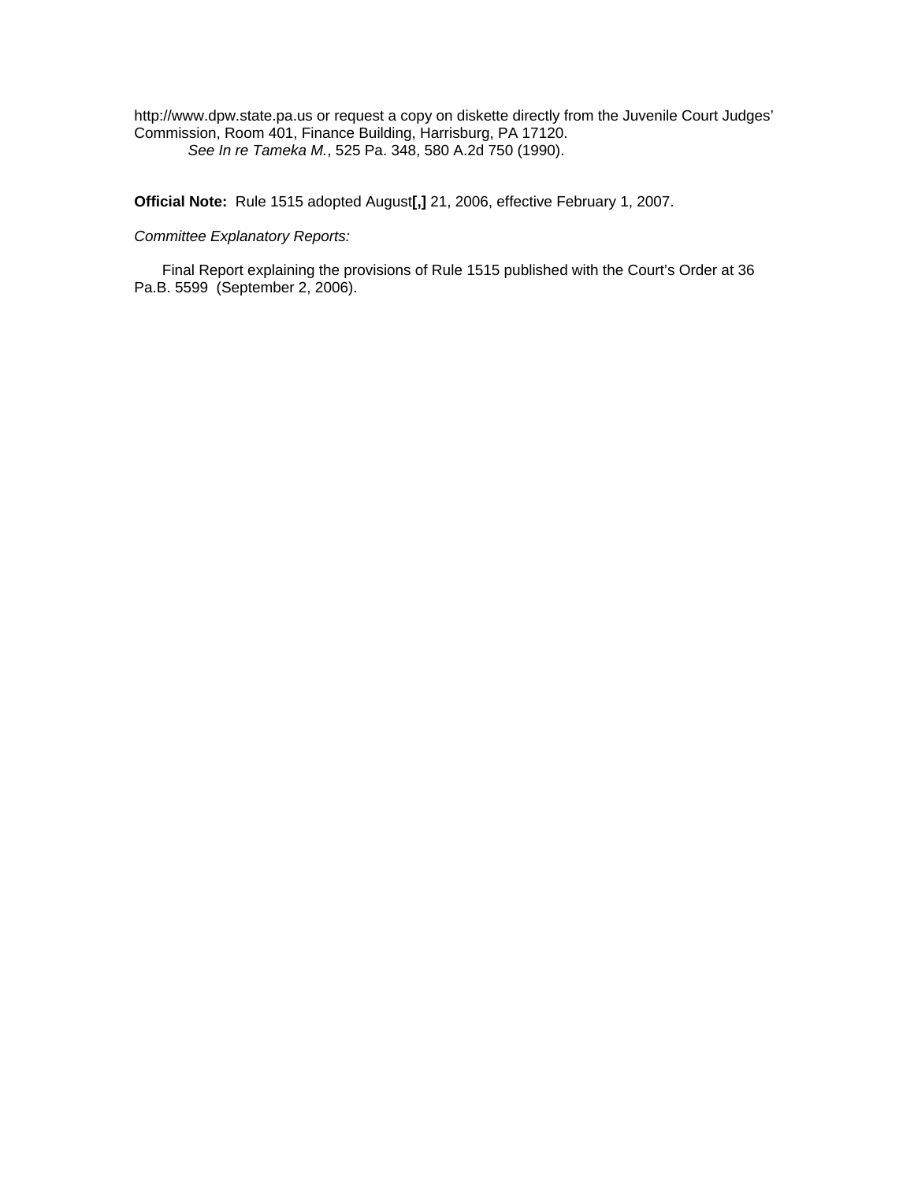http://www.dpw.state.pa.us or request a copy on diskette directly from the Juvenile Court Judges' Commission, Room 401, Finance Building, Harrisburg, PA 17120.

*See In re Tameka M.*, 525 Pa. 348, 580 A.2d 750 (1990).

**Official Note:** Rule 1515 adopted August**[,]** 21, 2006, effective February 1, 2007.

*Committee Explanatory Reports:*

Final Report explaining the provisions of Rule 1515 published with the Court's Order at 36 Pa.B. 5599 (September 2, 2006).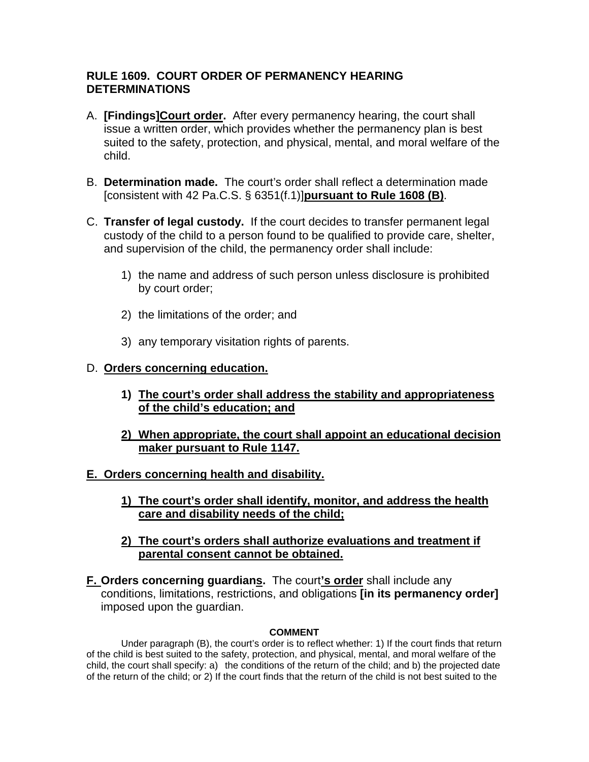**RULE 1609. COURT ORDER OF PERMANENCY HEARING DETERMINATIONS**

A. **[Findings]**<u>**Court order**</u>**.** After every permanency hearing, the court shall issue a written order, which provides whether the permanency plan is best suited to the safety, protection, and physical, mental, and moral welfare of the child.

B. **Determination made.** The court's order shall reflect a determination made [consistent with 42 Pa.C.S. § 6351(f.1)]<u>**pursuant to Rule 1608 (B)**</u>.

C. **Transfer of legal custody.** If the court decides to transfer permanent legal custody of the child to a person found to be qualified to provide care, shelter, and supervision of the child, the permanency order shall include:

   1) the name and address of such person unless disclosure is prohibited by court order;

   2) the limitations of the order; and

   3) any temporary visitation rights of parents.

D. <u>**Orders concerning education.**</u>

   <u>**1) The court's order shall address the stability and appropriateness of the child's education; and**</u>

   <u>**2) When appropriate, the court shall appoint an educational decision maker pursuant to Rule 1147.**</u>

<u>**E. Orders concerning health and disability.**</u>

   <u>**1) The court's order shall identify, monitor, and address the health care and disability needs of the child;**</u>

   <u>**2) The court's orders shall authorize evaluations and treatment if parental consent cannot be obtained.**</u>

<u>**F.**</u> **Orders concerning guardian**<u>**s**</u>**.** The court<u>**'s order**</u> shall include any conditions, limitations, restrictions, and obligations **[in its permanency order]** imposed upon the guardian.

**COMMENT**

Under paragraph (B), the court's order is to reflect whether: 1) If the court finds that return of the child is best suited to the safety, protection, and physical, mental, and moral welfare of the child, the court shall specify: a) the conditions of the return of the child; and b) the projected date of the return of the child; or 2) If the court finds that the return of the child is not best suited to the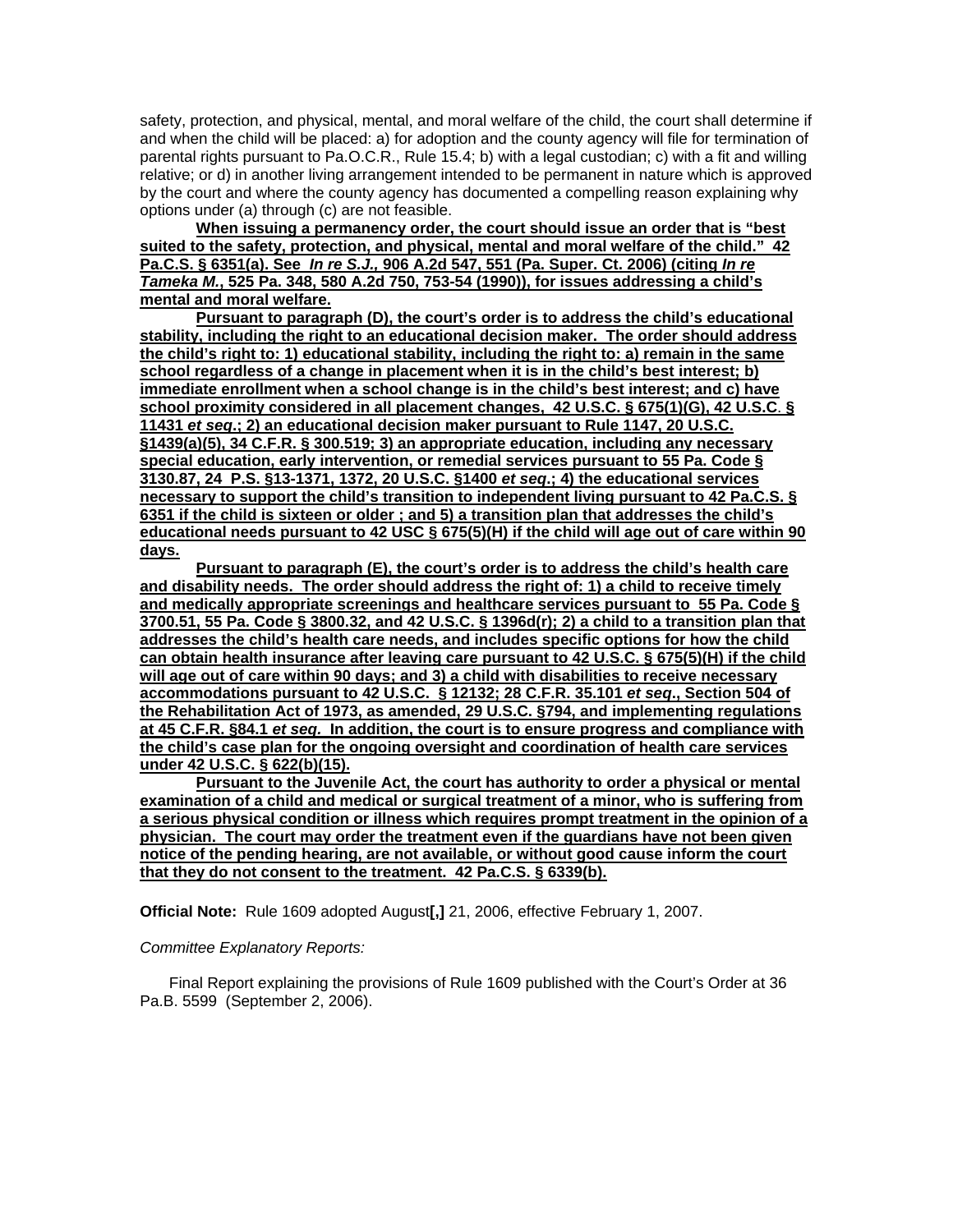safety, protection, and physical, mental, and moral welfare of the child, the court shall determine if and when the child will be placed: a) for adoption and the county agency will file for termination of parental rights pursuant to Pa.O.C.R., Rule 15.4; b) with a legal custodian; c) with a fit and willing relative; or d) in another living arrangement intended to be permanent in nature which is approved by the court and where the county agency has documented a compelling reason explaining why options under (a) through (c) are not feasible.

**When issuing a permanency order, the court should issue an order that is "best suited to the safety, protection, and physical, mental and moral welfare of the child." 42 Pa.C.S. § 6351(a). See *In re S.J.,* 906 A.2d 547, 551 (Pa. Super. Ct. 2006) (citing *In re Tameka M.*, 525 Pa. 348, 580 A.2d 750, 753-54 (1990)), for issues addressing a child's mental and moral welfare.**

**Pursuant to paragraph (D), the court's order is to address the child's educational stability, including the right to an educational decision maker. The order should address the child's right to: 1) educational stability, including the right to: a) remain in the same school regardless of a change in placement when it is in the child's best interest; b) immediate enrollment when a school change is in the child's best interest; and c) have school proximity considered in all placement changes, 42 U.S.C. § 675(1)(G), 42 U.S.C. § 11431 *et seq*.; 2) an educational decision maker pursuant to Rule 1147, 20 U.S.C. §1439(a)(5), 34 C.F.R. § 300.519; 3) an appropriate education, including any necessary special education, early intervention, or remedial services pursuant to 55 Pa. Code § 3130.87, 24 P.S. §13-1371, 1372, 20 U.S.C. §1400 *et seq*.; 4) the educational services necessary to support the child's transition to independent living pursuant to 42 Pa.C.S. § 6351 if the child is sixteen or older ; and 5) a transition plan that addresses the child's educational needs pursuant to 42 USC § 675(5)(H) if the child will age out of care within 90 days.**

**Pursuant to paragraph (E), the court's order is to address the child's health care and disability needs. The order should address the right of: 1) a child to receive timely and medically appropriate screenings and healthcare services pursuant to 55 Pa. Code § 3700.51, 55 Pa. Code § 3800.32, and 42 U.S.C. § 1396d(r); 2) a child to a transition plan that addresses the child's health care needs, and includes specific options for how the child can obtain health insurance after leaving care pursuant to 42 U.S.C. § 675(5)(H) if the child will age out of care within 90 days; and 3) a child with disabilities to receive necessary accommodations pursuant to 42 U.S.C. § 12132; 28 C.F.R. 35.101 *et seq*., Section 504 of the Rehabilitation Act of 1973, as amended, 29 U.S.C. §794, and implementing regulations at 45 C.F.R. §84.1 *et seq.* In addition, the court is to ensure progress and compliance with the child's case plan for the ongoing oversight and coordination of health care services under 42 U.S.C. § 622(b)(15).**

**Pursuant to the Juvenile Act, the court has authority to order a physical or mental examination of a child and medical or surgical treatment of a minor, who is suffering from a serious physical condition or illness which requires prompt treatment in the opinion of a physician. The court may order the treatment even if the guardians have not been given notice of the pending hearing, are not available, or without good cause inform the court that they do not consent to the treatment. 42 Pa.C.S. § 6339(b).**

**Official Note:** Rule 1609 adopted August**[,]** 21, 2006, effective February 1, 2007.

*Committee Explanatory Reports:*

Final Report explaining the provisions of Rule 1609 published with the Court's Order at 36 Pa.B. 5599 (September 2, 2006).